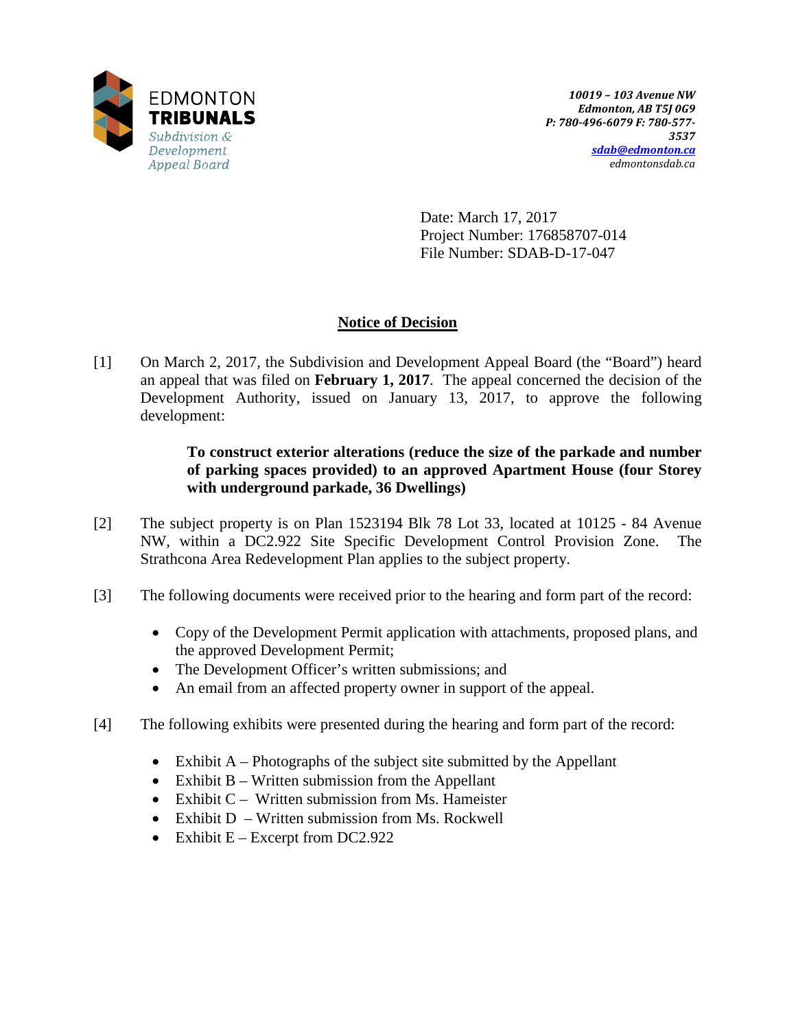EDMONTON
**TRIBUNALS**
*Subdivision & Development Appeal Board*

***10019 – 103 Avenue NW***
***Edmonton, AB T5J 0G9***
***P: 780-496-6079 F: 780-577-3537***
***sdab@edmonton.ca***
*edmontonsdab.ca*

Date: March 17, 2017
Project Number: 176858707-014
File Number: SDAB-D-17-047

## Notice of Decision

[1] On March 2, 2017, the Subdivision and Development Appeal Board (the "Board") heard an appeal that was filed on **February 1, 2017**. The appeal concerned the decision of the Development Authority, issued on January 13, 2017, to approve the following development:

> **To construct exterior alterations (reduce the size of the parkade and number of parking spaces provided) to an approved Apartment House (four Storey with underground parkade, 36 Dwellings)**

[2] The subject property is on Plan 1523194 Blk 78 Lot 33, located at 10125 - 84 Avenue NW, within a DC2.922 Site Specific Development Control Provision Zone. The Strathcona Area Redevelopment Plan applies to the subject property.

[3] The following documents were received prior to the hearing and form part of the record:

- Copy of the Development Permit application with attachments, proposed plans, and the approved Development Permit;
- The Development Officer's written submissions; and
- An email from an affected property owner in support of the appeal.

[4] The following exhibits were presented during the hearing and form part of the record:

- Exhibit A – Photographs of the subject site submitted by the Appellant
- Exhibit B – Written submission from the Appellant
- Exhibit C – Written submission from Ms. Hameister
- Exhibit D – Written submission from Ms. Rockwell
- Exhibit E – Excerpt from DC2.922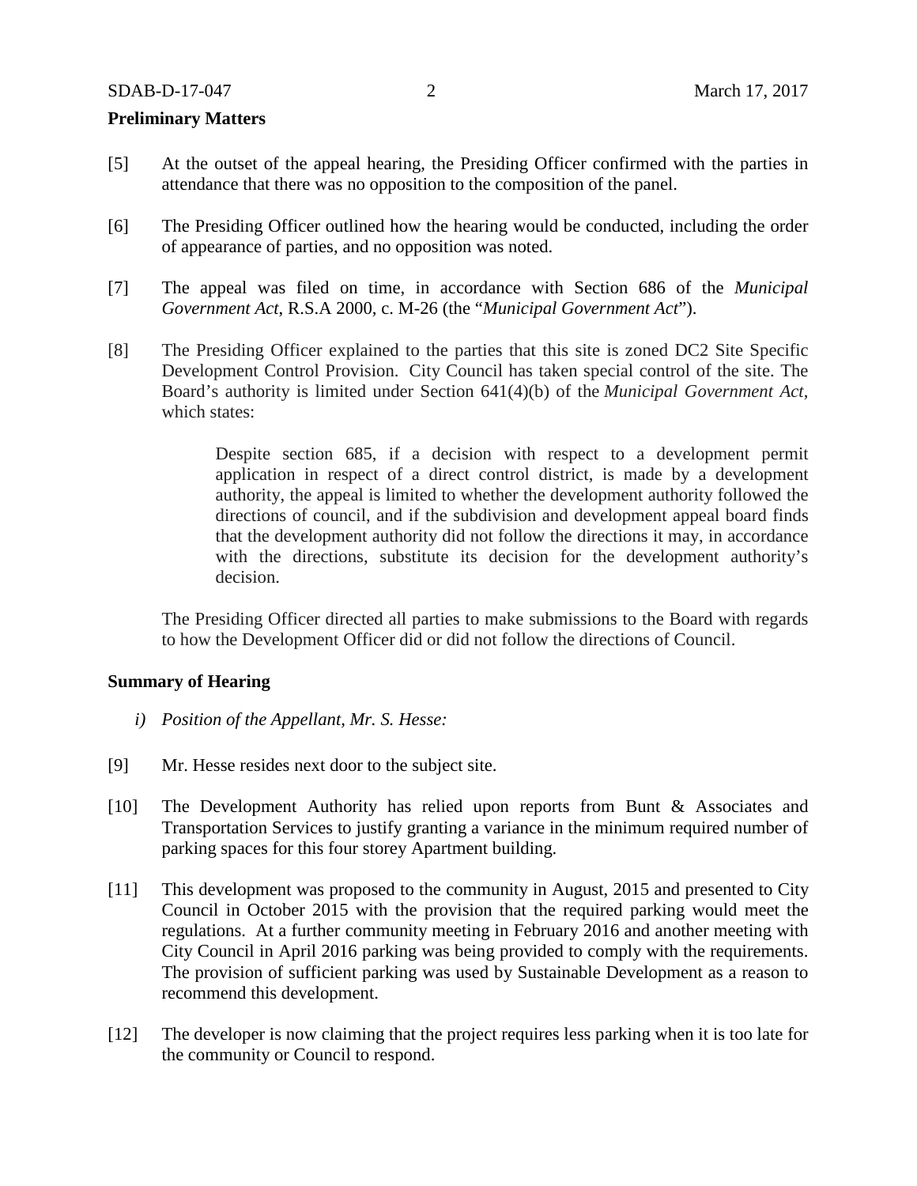**Preliminary Matters**

[5] At the outset of the appeal hearing, the Presiding Officer confirmed with the parties in attendance that there was no opposition to the composition of the panel.

[6] The Presiding Officer outlined how the hearing would be conducted, including the order of appearance of parties, and no opposition was noted.

[7] The appeal was filed on time, in accordance with Section 686 of the *Municipal Government Act*, R.S.A 2000, c. M-26 (the "*Municipal Government Act*").

[8] The Presiding Officer explained to the parties that this site is zoned DC2 Site Specific Development Control Provision. City Council has taken special control of the site. The Board's authority is limited under Section 641(4)(b) of the *Municipal Government Act*, which states:

> Despite section 685, if a decision with respect to a development permit application in respect of a direct control district, is made by a development authority, the appeal is limited to whether the development authority followed the directions of council, and if the subdivision and development appeal board finds that the development authority did not follow the directions it may, in accordance with the directions, substitute its decision for the development authority's decision.

The Presiding Officer directed all parties to make submissions to the Board with regards to how the Development Officer did or did not follow the directions of Council.

**Summary of Hearing**

*i) Position of the Appellant, Mr. S. Hesse:*

[9] Mr. Hesse resides next door to the subject site.

[10] The Development Authority has relied upon reports from Bunt & Associates and Transportation Services to justify granting a variance in the minimum required number of parking spaces for this four storey Apartment building.

[11] This development was proposed to the community in August, 2015 and presented to City Council in October 2015 with the provision that the required parking would meet the regulations. At a further community meeting in February 2016 and another meeting with City Council in April 2016 parking was being provided to comply with the requirements. The provision of sufficient parking was used by Sustainable Development as a reason to recommend this development.

[12] The developer is now claiming that the project requires less parking when it is too late for the community or Council to respond.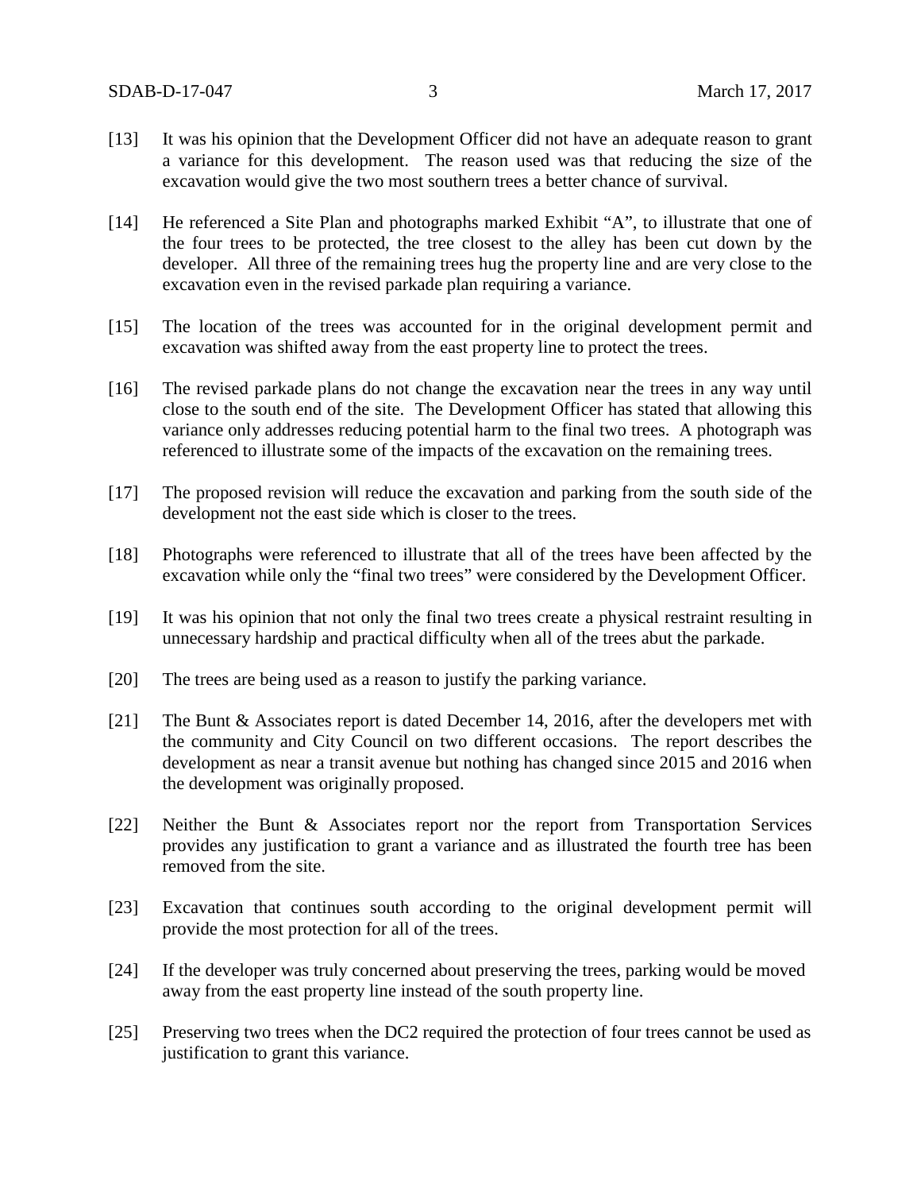[13] It was his opinion that the Development Officer did not have an adequate reason to grant a variance for this development. The reason used was that reducing the size of the excavation would give the two most southern trees a better chance of survival.

[14] He referenced a Site Plan and photographs marked Exhibit "A", to illustrate that one of the four trees to be protected, the tree closest to the alley has been cut down by the developer. All three of the remaining trees hug the property line and are very close to the excavation even in the revised parkade plan requiring a variance.

[15] The location of the trees was accounted for in the original development permit and excavation was shifted away from the east property line to protect the trees.

[16] The revised parkade plans do not change the excavation near the trees in any way until close to the south end of the site. The Development Officer has stated that allowing this variance only addresses reducing potential harm to the final two trees. A photograph was referenced to illustrate some of the impacts of the excavation on the remaining trees.

[17] The proposed revision will reduce the excavation and parking from the south side of the development not the east side which is closer to the trees.

[18] Photographs were referenced to illustrate that all of the trees have been affected by the excavation while only the "final two trees" were considered by the Development Officer.

[19] It was his opinion that not only the final two trees create a physical restraint resulting in unnecessary hardship and practical difficulty when all of the trees abut the parkade.

[20] The trees are being used as a reason to justify the parking variance.

[21] The Bunt & Associates report is dated December 14, 2016, after the developers met with the community and City Council on two different occasions. The report describes the development as near a transit avenue but nothing has changed since 2015 and 2016 when the development was originally proposed.

[22] Neither the Bunt & Associates report nor the report from Transportation Services provides any justification to grant a variance and as illustrated the fourth tree has been removed from the site.

[23] Excavation that continues south according to the original development permit will provide the most protection for all of the trees.

[24] If the developer was truly concerned about preserving the trees, parking would be moved away from the east property line instead of the south property line.

[25] Preserving two trees when the DC2 required the protection of four trees cannot be used as justification to grant this variance.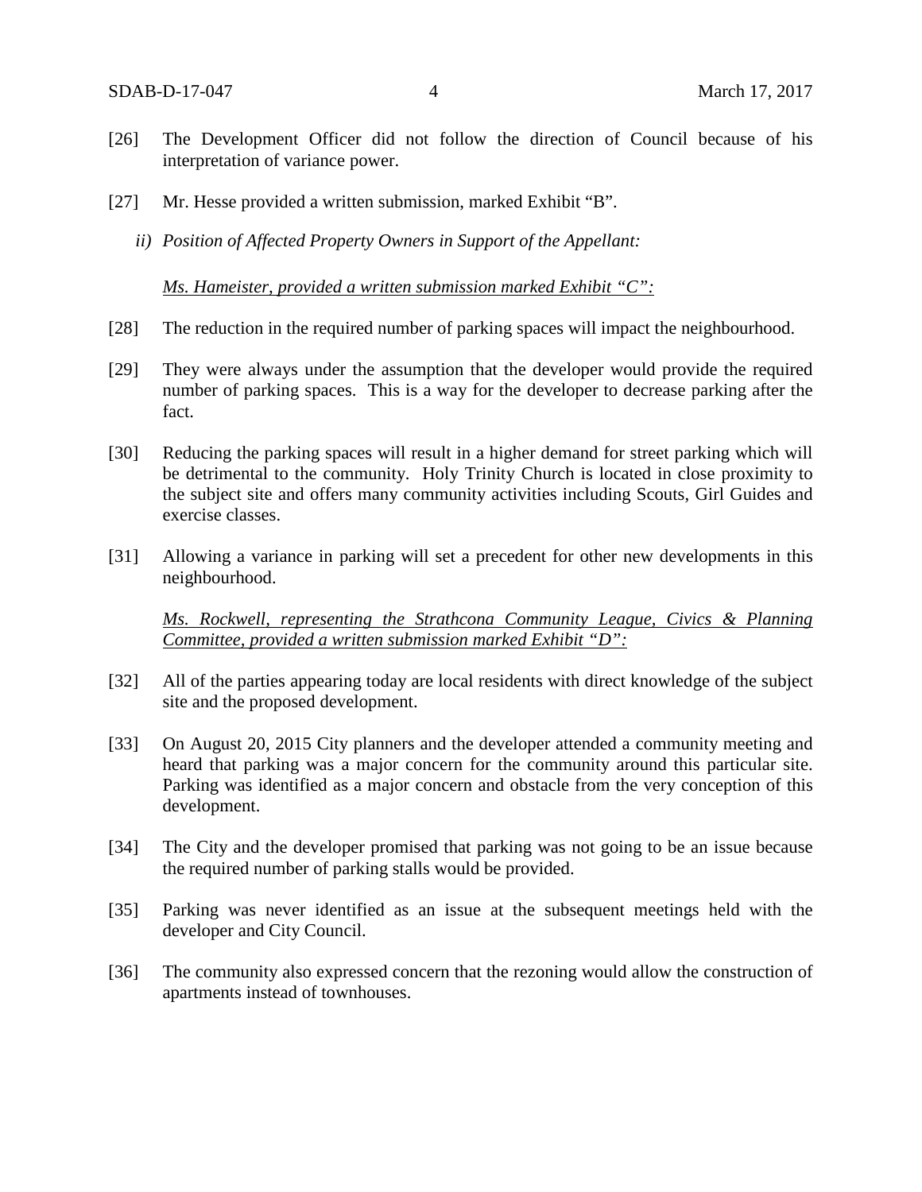[26] The Development Officer did not follow the direction of Council because of his interpretation of variance power.

[27] Mr. Hesse provided a written submission, marked Exhibit "B".

*ii) Position of Affected Property Owners in Support of the Appellant:*

<u>*Ms. Hameister, provided a written submission marked Exhibit "C":*</u>

[28] The reduction in the required number of parking spaces will impact the neighbourhood.

[29] They were always under the assumption that the developer would provide the required number of parking spaces. This is a way for the developer to decrease parking after the fact.

[30] Reducing the parking spaces will result in a higher demand for street parking which will be detrimental to the community. Holy Trinity Church is located in close proximity to the subject site and offers many community activities including Scouts, Girl Guides and exercise classes.

[31] Allowing a variance in parking will set a precedent for other new developments in this neighbourhood.

<u>*Ms. Rockwell, representing the Strathcona Community League, Civics & Planning Committee, provided a written submission marked Exhibit "D":*</u>

[32] All of the parties appearing today are local residents with direct knowledge of the subject site and the proposed development.

[33] On August 20, 2015 City planners and the developer attended a community meeting and heard that parking was a major concern for the community around this particular site. Parking was identified as a major concern and obstacle from the very conception of this development.

[34] The City and the developer promised that parking was not going to be an issue because the required number of parking stalls would be provided.

[35] Parking was never identified as an issue at the subsequent meetings held with the developer and City Council.

[36] The community also expressed concern that the rezoning would allow the construction of apartments instead of townhouses.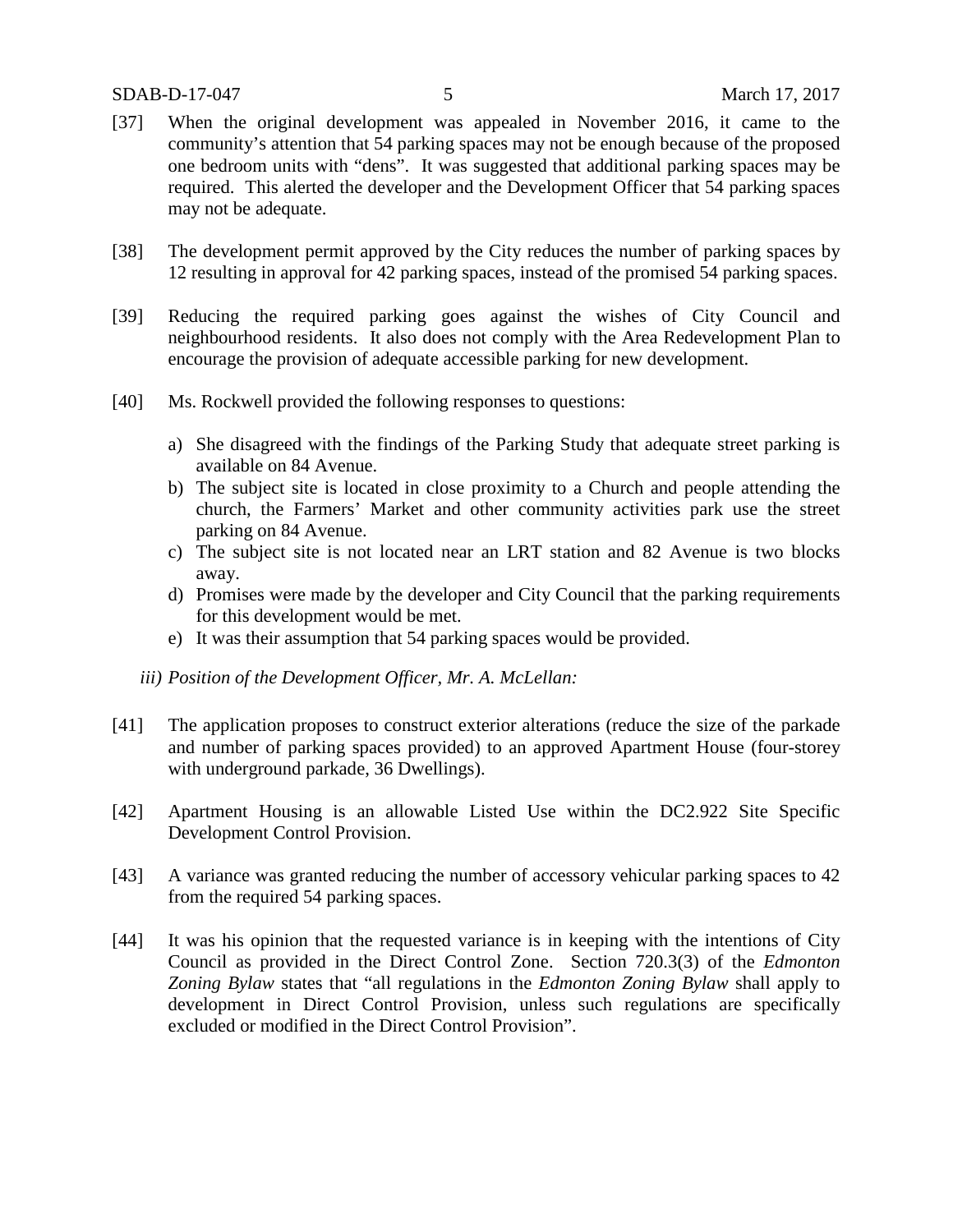[37] When the original development was appealed in November 2016, it came to the community's attention that 54 parking spaces may not be enough because of the proposed one bedroom units with "dens". It was suggested that additional parking spaces may be required. This alerted the developer and the Development Officer that 54 parking spaces may not be adequate.

[38] The development permit approved by the City reduces the number of parking spaces by 12 resulting in approval for 42 parking spaces, instead of the promised 54 parking spaces.

[39] Reducing the required parking goes against the wishes of City Council and neighbourhood residents. It also does not comply with the Area Redevelopment Plan to encourage the provision of adequate accessible parking for new development.

[40] Ms. Rockwell provided the following responses to questions:

a) She disagreed with the findings of the Parking Study that adequate street parking is available on 84 Avenue.
b) The subject site is located in close proximity to a Church and people attending the church, the Farmers' Market and other community activities park use the street parking on 84 Avenue.
c) The subject site is not located near an LRT station and 82 Avenue is two blocks away.
d) Promises were made by the developer and City Council that the parking requirements for this development would be met.
e) It was their assumption that 54 parking spaces would be provided.

*iii) Position of the Development Officer, Mr. A. McLellan:*

[41] The application proposes to construct exterior alterations (reduce the size of the parkade and number of parking spaces provided) to an approved Apartment House (four-storey with underground parkade, 36 Dwellings).

[42] Apartment Housing is an allowable Listed Use within the DC2.922 Site Specific Development Control Provision.

[43] A variance was granted reducing the number of accessory vehicular parking spaces to 42 from the required 54 parking spaces.

[44] It was his opinion that the requested variance is in keeping with the intentions of City Council as provided in the Direct Control Zone. Section 720.3(3) of the *Edmonton Zoning Bylaw* states that "all regulations in the *Edmonton Zoning Bylaw* shall apply to development in Direct Control Provision, unless such regulations are specifically excluded or modified in the Direct Control Provision".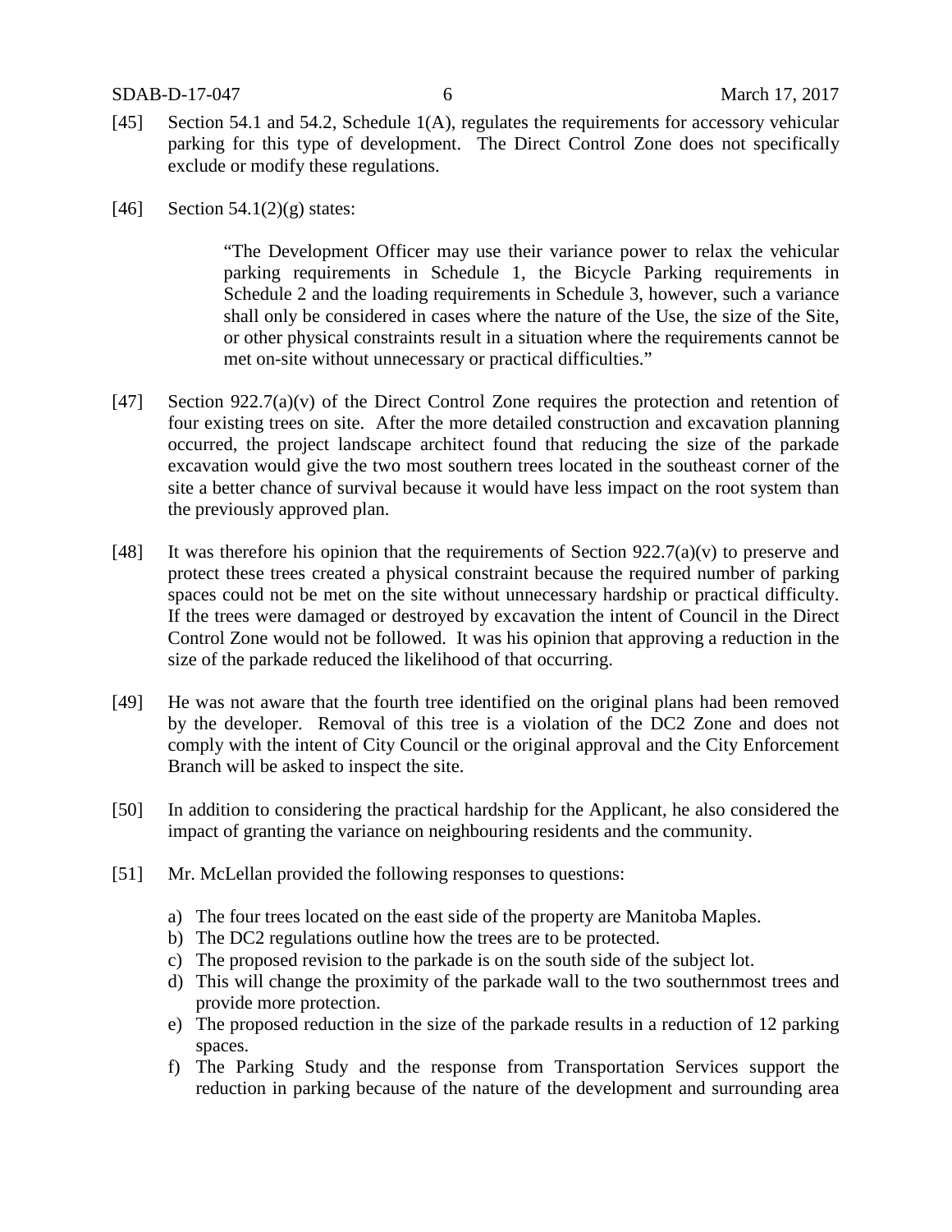[45] Section 54.1 and 54.2, Schedule 1(A), regulates the requirements for accessory vehicular parking for this type of development. The Direct Control Zone does not specifically exclude or modify these regulations.

[46] Section 54.1(2)(g) states:

> "The Development Officer may use their variance power to relax the vehicular parking requirements in Schedule 1, the Bicycle Parking requirements in Schedule 2 and the loading requirements in Schedule 3, however, such a variance shall only be considered in cases where the nature of the Use, the size of the Site, or other physical constraints result in a situation where the requirements cannot be met on-site without unnecessary or practical difficulties."

[47] Section 922.7(a)(v) of the Direct Control Zone requires the protection and retention of four existing trees on site. After the more detailed construction and excavation planning occurred, the project landscape architect found that reducing the size of the parkade excavation would give the two most southern trees located in the southeast corner of the site a better chance of survival because it would have less impact on the root system than the previously approved plan.

[48] It was therefore his opinion that the requirements of Section 922.7(a)(v) to preserve and protect these trees created a physical constraint because the required number of parking spaces could not be met on the site without unnecessary hardship or practical difficulty. If the trees were damaged or destroyed by excavation the intent of Council in the Direct Control Zone would not be followed. It was his opinion that approving a reduction in the size of the parkade reduced the likelihood of that occurring.

[49] He was not aware that the fourth tree identified on the original plans had been removed by the developer. Removal of this tree is a violation of the DC2 Zone and does not comply with the intent of City Council or the original approval and the City Enforcement Branch will be asked to inspect the site.

[50] In addition to considering the practical hardship for the Applicant, he also considered the impact of granting the variance on neighbouring residents and the community.

[51] Mr. McLellan provided the following responses to questions:

a) The four trees located on the east side of the property are Manitoba Maples.
b) The DC2 regulations outline how the trees are to be protected.
c) The proposed revision to the parkade is on the south side of the subject lot.
d) This will change the proximity of the parkade wall to the two southernmost trees and provide more protection.
e) The proposed reduction in the size of the parkade results in a reduction of 12 parking spaces.
f) The Parking Study and the response from Transportation Services support the reduction in parking because of the nature of the development and surrounding area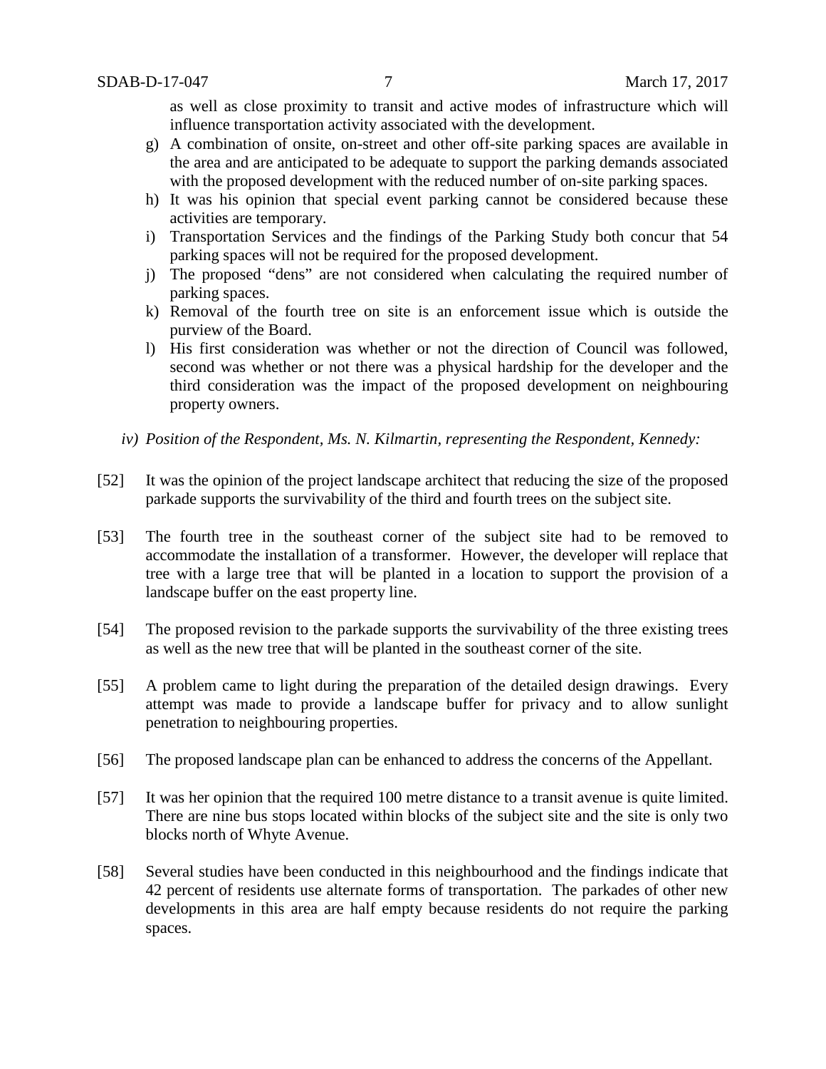as well as close proximity to transit and active modes of infrastructure which will influence transportation activity associated with the development.

g) A combination of onsite, on-street and other off-site parking spaces are available in the area and are anticipated to be adequate to support the parking demands associated with the proposed development with the reduced number of on-site parking spaces.
h) It was his opinion that special event parking cannot be considered because these activities are temporary.
i) Transportation Services and the findings of the Parking Study both concur that 54 parking spaces will not be required for the proposed development.
j) The proposed "dens" are not considered when calculating the required number of parking spaces.
k) Removal of the fourth tree on site is an enforcement issue which is outside the purview of the Board.
l) His first consideration was whether or not the direction of Council was followed, second was whether or not there was a physical hardship for the developer and the third consideration was the impact of the proposed development on neighbouring property owners.

*iv) Position of the Respondent, Ms. N. Kilmartin, representing the Respondent, Kennedy:*

[52] It was the opinion of the project landscape architect that reducing the size of the proposed parkade supports the survivability of the third and fourth trees on the subject site.

[53] The fourth tree in the southeast corner of the subject site had to be removed to accommodate the installation of a transformer. However, the developer will replace that tree with a large tree that will be planted in a location to support the provision of a landscape buffer on the east property line.

[54] The proposed revision to the parkade supports the survivability of the three existing trees as well as the new tree that will be planted in the southeast corner of the site.

[55] A problem came to light during the preparation of the detailed design drawings. Every attempt was made to provide a landscape buffer for privacy and to allow sunlight penetration to neighbouring properties.

[56] The proposed landscape plan can be enhanced to address the concerns of the Appellant.

[57] It was her opinion that the required 100 metre distance to a transit avenue is quite limited. There are nine bus stops located within blocks of the subject site and the site is only two blocks north of Whyte Avenue.

[58] Several studies have been conducted in this neighbourhood and the findings indicate that 42 percent of residents use alternate forms of transportation. The parkades of other new developments in this area are half empty because residents do not require the parking spaces.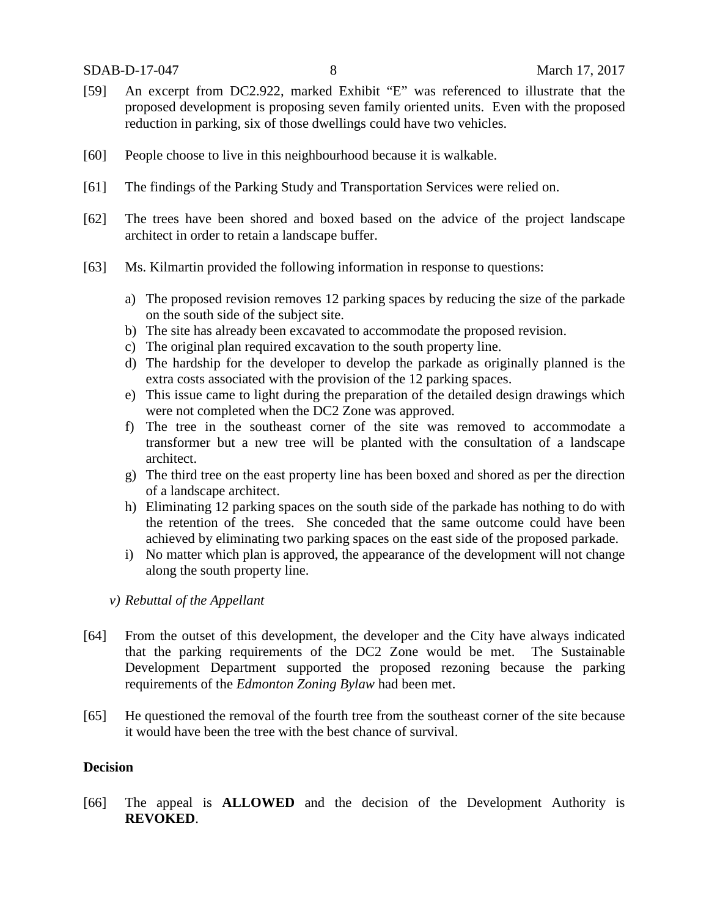[59] An excerpt from DC2.922, marked Exhibit "E" was referenced to illustrate that the proposed development is proposing seven family oriented units. Even with the proposed reduction in parking, six of those dwellings could have two vehicles.

[60] People choose to live in this neighbourhood because it is walkable.

[61] The findings of the Parking Study and Transportation Services were relied on.

[62] The trees have been shored and boxed based on the advice of the project landscape architect in order to retain a landscape buffer.

[63] Ms. Kilmartin provided the following information in response to questions:

a) The proposed revision removes 12 parking spaces by reducing the size of the parkade on the south side of the subject site.
b) The site has already been excavated to accommodate the proposed revision.
c) The original plan required excavation to the south property line.
d) The hardship for the developer to develop the parkade as originally planned is the extra costs associated with the provision of the 12 parking spaces.
e) This issue came to light during the preparation of the detailed design drawings which were not completed when the DC2 Zone was approved.
f) The tree in the southeast corner of the site was removed to accommodate a transformer but a new tree will be planted with the consultation of a landscape architect.
g) The third tree on the east property line has been boxed and shored as per the direction of a landscape architect.
h) Eliminating 12 parking spaces on the south side of the parkade has nothing to do with the retention of the trees. She conceded that the same outcome could have been achieved by eliminating two parking spaces on the east side of the proposed parkade.
i) No matter which plan is approved, the appearance of the development will not change along the south property line.

*v) Rebuttal of the Appellant*

[64] From the outset of this development, the developer and the City have always indicated that the parking requirements of the DC2 Zone would be met. The Sustainable Development Department supported the proposed rezoning because the parking requirements of the *Edmonton Zoning Bylaw* had been met.

[65] He questioned the removal of the fourth tree from the southeast corner of the site because it would have been the tree with the best chance of survival.

## Decision

[66] The appeal is **ALLOWED** and the decision of the Development Authority is **REVOKED**.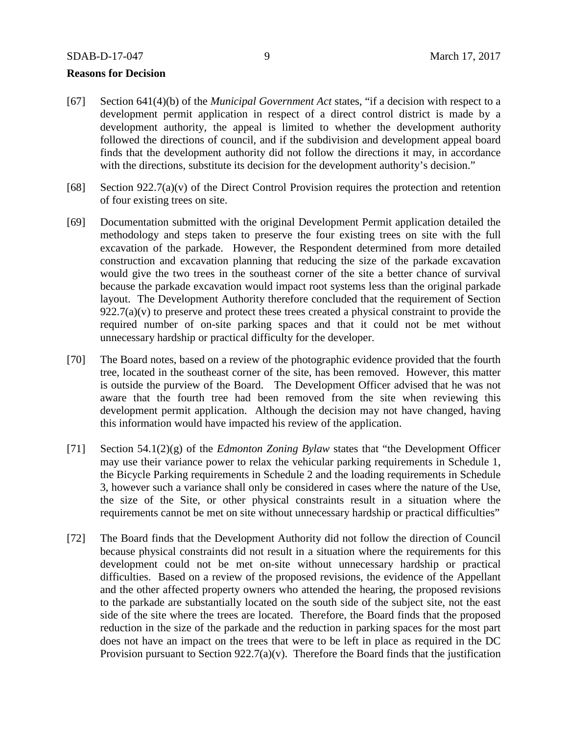**Reasons for Decision**

[67] Section 641(4)(b) of the *Municipal Government Act* states, "if a decision with respect to a development permit application in respect of a direct control district is made by a development authority, the appeal is limited to whether the development authority followed the directions of council, and if the subdivision and development appeal board finds that the development authority did not follow the directions it may, in accordance with the directions, substitute its decision for the development authority's decision."

[68] Section 922.7(a)(v) of the Direct Control Provision requires the protection and retention of four existing trees on site.

[69] Documentation submitted with the original Development Permit application detailed the methodology and steps taken to preserve the four existing trees on site with the full excavation of the parkade. However, the Respondent determined from more detailed construction and excavation planning that reducing the size of the parkade excavation would give the two trees in the southeast corner of the site a better chance of survival because the parkade excavation would impact root systems less than the original parkade layout. The Development Authority therefore concluded that the requirement of Section 922.7(a)(v) to preserve and protect these trees created a physical constraint to provide the required number of on-site parking spaces and that it could not be met without unnecessary hardship or practical difficulty for the developer.

[70] The Board notes, based on a review of the photographic evidence provided that the fourth tree, located in the southeast corner of the site, has been removed. However, this matter is outside the purview of the Board. The Development Officer advised that he was not aware that the fourth tree had been removed from the site when reviewing this development permit application. Although the decision may not have changed, having this information would have impacted his review of the application.

[71] Section 54.1(2)(g) of the *Edmonton Zoning Bylaw* states that "the Development Officer may use their variance power to relax the vehicular parking requirements in Schedule 1, the Bicycle Parking requirements in Schedule 2 and the loading requirements in Schedule 3, however such a variance shall only be considered in cases where the nature of the Use, the size of the Site, or other physical constraints result in a situation where the requirements cannot be met on site without unnecessary hardship or practical difficulties"

[72] The Board finds that the Development Authority did not follow the direction of Council because physical constraints did not result in a situation where the requirements for this development could not be met on-site without unnecessary hardship or practical difficulties. Based on a review of the proposed revisions, the evidence of the Appellant and the other affected property owners who attended the hearing, the proposed revisions to the parkade are substantially located on the south side of the subject site, not the east side of the site where the trees are located. Therefore, the Board finds that the proposed reduction in the size of the parkade and the reduction in parking spaces for the most part does not have an impact on the trees that were to be left in place as required in the DC Provision pursuant to Section 922.7(a)(v). Therefore the Board finds that the justification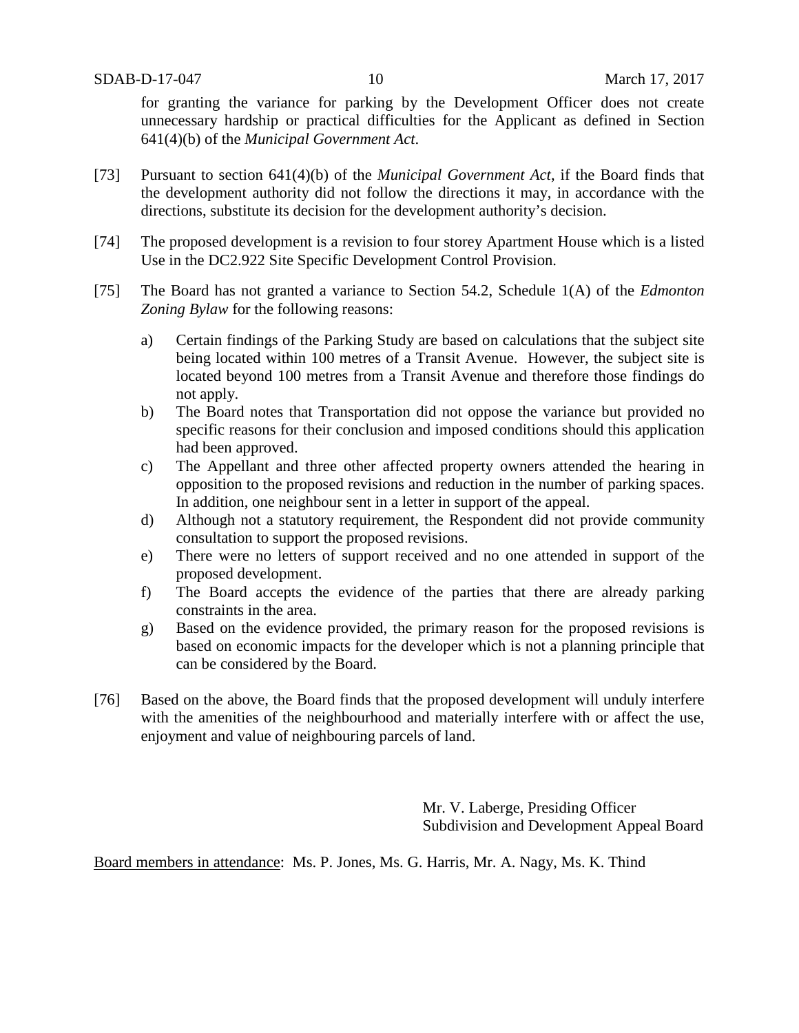for granting the variance for parking by the Development Officer does not create unnecessary hardship or practical difficulties for the Applicant as defined in Section 641(4)(b) of the *Municipal Government Act*.

[73] Pursuant to section 641(4)(b) of the *Municipal Government Act*, if the Board finds that the development authority did not follow the directions it may, in accordance with the directions, substitute its decision for the development authority's decision.

[74] The proposed development is a revision to four storey Apartment House which is a listed Use in the DC2.922 Site Specific Development Control Provision.

[75] The Board has not granted a variance to Section 54.2, Schedule 1(A) of the *Edmonton Zoning Bylaw* for the following reasons:

a) Certain findings of the Parking Study are based on calculations that the subject site being located within 100 metres of a Transit Avenue. However, the subject site is located beyond 100 metres from a Transit Avenue and therefore those findings do not apply.

b) The Board notes that Transportation did not oppose the variance but provided no specific reasons for their conclusion and imposed conditions should this application had been approved.

c) The Appellant and three other affected property owners attended the hearing in opposition to the proposed revisions and reduction in the number of parking spaces. In addition, one neighbour sent in a letter in support of the appeal.

d) Although not a statutory requirement, the Respondent did not provide community consultation to support the proposed revisions.

e) There were no letters of support received and no one attended in support of the proposed development.

f) The Board accepts the evidence of the parties that there are already parking constraints in the area.

g) Based on the evidence provided, the primary reason for the proposed revisions is based on economic impacts for the developer which is not a planning principle that can be considered by the Board.

[76] Based on the above, the Board finds that the proposed development will unduly interfere with the amenities of the neighbourhood and materially interfere with or affect the use, enjoyment and value of neighbouring parcels of land.

Mr. V. Laberge, Presiding Officer
Subdivision and Development Appeal Board

Board members in attendance: Ms. P. Jones, Ms. G. Harris, Mr. A. Nagy, Ms. K. Thind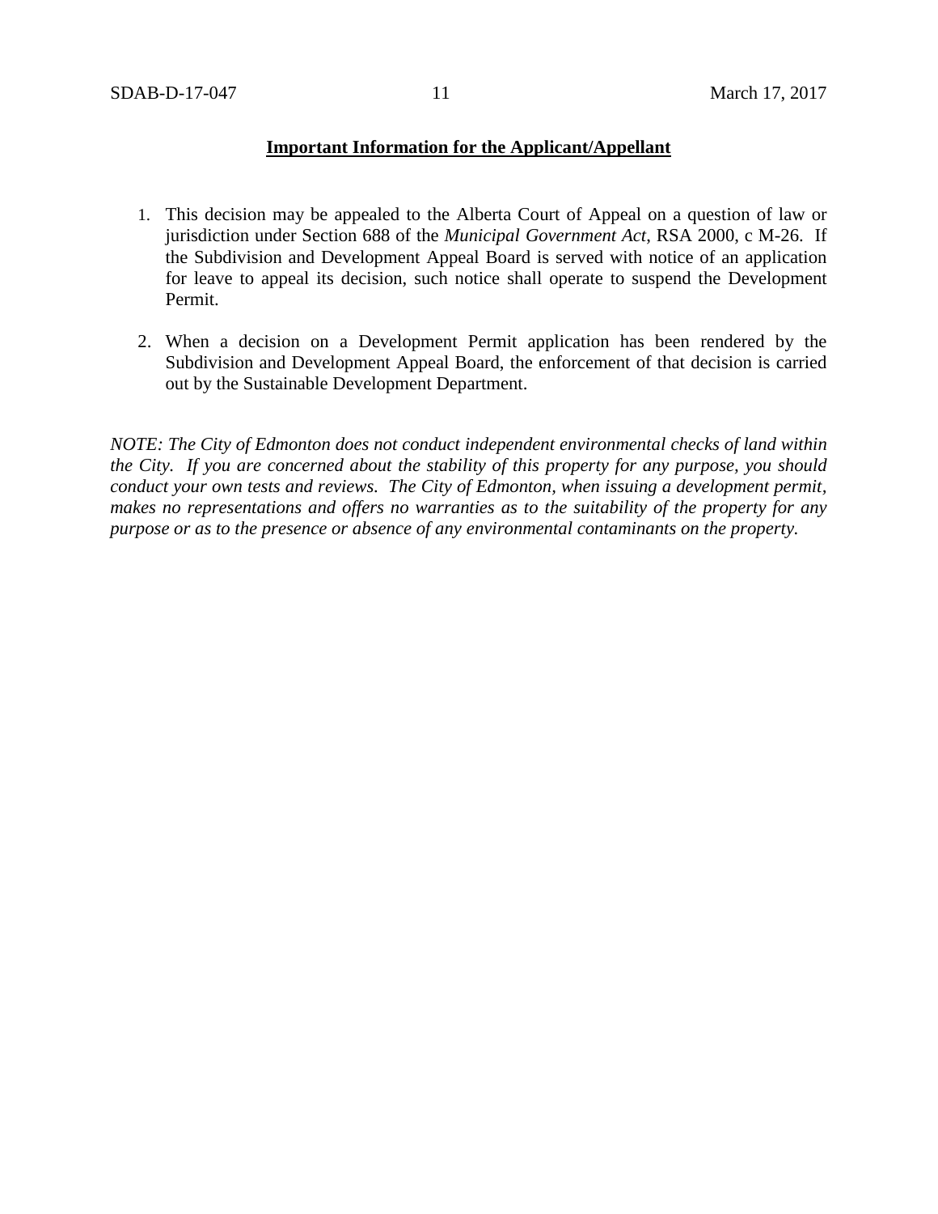**Important Information for the Applicant/Appellant**

1. This decision may be appealed to the Alberta Court of Appeal on a question of law or jurisdiction under Section 688 of the *Municipal Government Act*, RSA 2000, c M-26. If the Subdivision and Development Appeal Board is served with notice of an application for leave to appeal its decision, such notice shall operate to suspend the Development Permit.

2. When a decision on a Development Permit application has been rendered by the Subdivision and Development Appeal Board, the enforcement of that decision is carried out by the Sustainable Development Department.

*NOTE: The City of Edmonton does not conduct independent environmental checks of land within the City. If you are concerned about the stability of this property for any purpose, you should conduct your own tests and reviews. The City of Edmonton, when issuing a development permit, makes no representations and offers no warranties as to the suitability of the property for any purpose or as to the presence or absence of any environmental contaminants on the property.*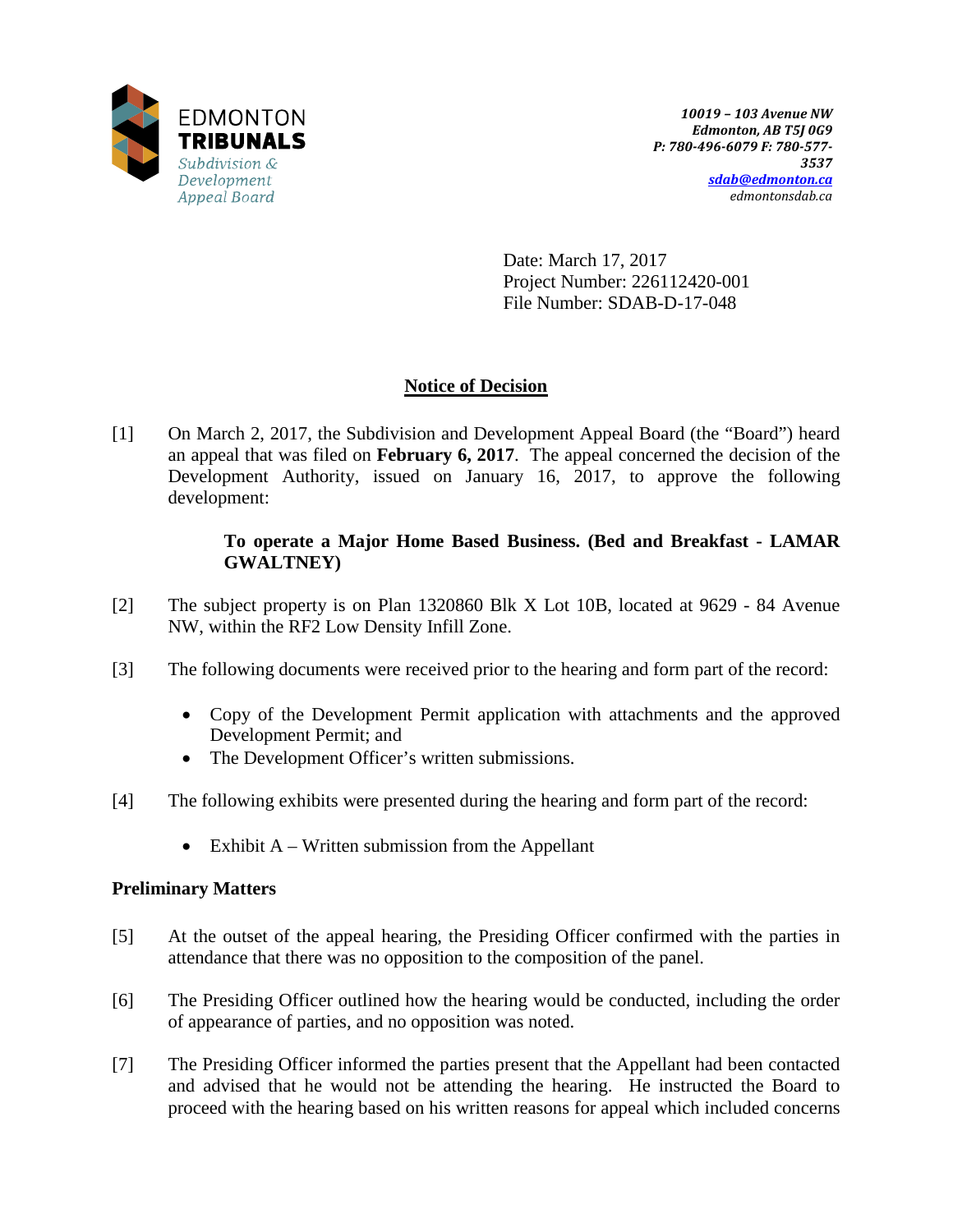EDMONTON **TRIBUNALS**
*Subdivision & Development Appeal Board*

***10019 – 103 Avenue NW***
***Edmonton, AB T5J 0G9***
***P: 780-496-6079 F: 780-577-3537***
***sdab@edmonton.ca***
*edmontonsdab.ca*

Date: March 17, 2017
Project Number: 226112420-001
File Number: SDAB-D-17-048

## Notice of Decision

[1] On March 2, 2017, the Subdivision and Development Appeal Board (the "Board") heard an appeal that was filed on **February 6, 2017**. The appeal concerned the decision of the Development Authority, issued on January 16, 2017, to approve the following development:

> **To operate a Major Home Based Business. (Bed and Breakfast - LAMAR GWALTNEY)**

[2] The subject property is on Plan 1320860 Blk X Lot 10B, located at 9629 - 84 Avenue NW, within the RF2 Low Density Infill Zone.

[3] The following documents were received prior to the hearing and form part of the record:

- Copy of the Development Permit application with attachments and the approved Development Permit; and
- The Development Officer's written submissions.

[4] The following exhibits were presented during the hearing and form part of the record:

- Exhibit A – Written submission from the Appellant

### Preliminary Matters

[5] At the outset of the appeal hearing, the Presiding Officer confirmed with the parties in attendance that there was no opposition to the composition of the panel.

[6] The Presiding Officer outlined how the hearing would be conducted, including the order of appearance of parties, and no opposition was noted.

[7] The Presiding Officer informed the parties present that the Appellant had been contacted and advised that he would not be attending the hearing. He instructed the Board to proceed with the hearing based on his written reasons for appeal which included concerns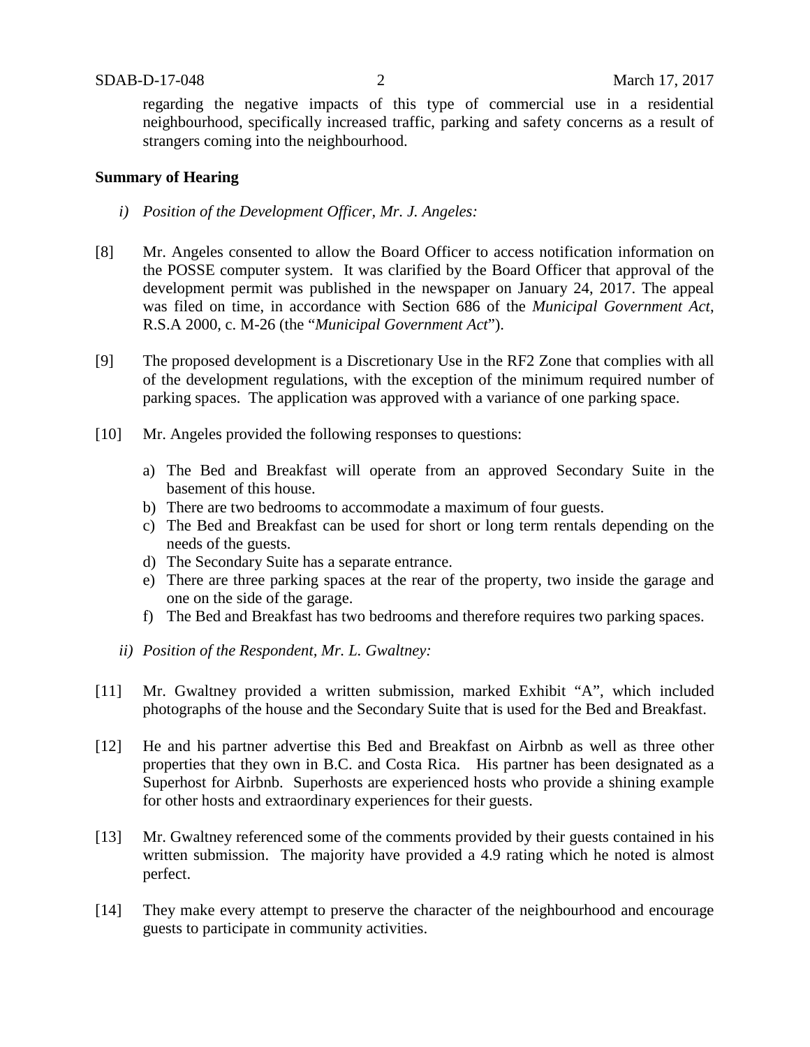regarding the negative impacts of this type of commercial use in a residential neighbourhood, specifically increased traffic, parking and safety concerns as a result of strangers coming into the neighbourhood.

**Summary of Hearing**

*i) Position of the Development Officer, Mr. J. Angeles:*

[8] Mr. Angeles consented to allow the Board Officer to access notification information on the POSSE computer system. It was clarified by the Board Officer that approval of the development permit was published in the newspaper on January 24, 2017. The appeal was filed on time, in accordance with Section 686 of the *Municipal Government Act*, R.S.A 2000, c. M-26 (the "*Municipal Government Act*").

[9] The proposed development is a Discretionary Use in the RF2 Zone that complies with all of the development regulations, with the exception of the minimum required number of parking spaces. The application was approved with a variance of one parking space.

[10] Mr. Angeles provided the following responses to questions:

a) The Bed and Breakfast will operate from an approved Secondary Suite in the basement of this house.
b) There are two bedrooms to accommodate a maximum of four guests.
c) The Bed and Breakfast can be used for short or long term rentals depending on the needs of the guests.
d) The Secondary Suite has a separate entrance.
e) There are three parking spaces at the rear of the property, two inside the garage and one on the side of the garage.
f) The Bed and Breakfast has two bedrooms and therefore requires two parking spaces.

*ii) Position of the Respondent, Mr. L. Gwaltney:*

[11] Mr. Gwaltney provided a written submission, marked Exhibit "A", which included photographs of the house and the Secondary Suite that is used for the Bed and Breakfast.

[12] He and his partner advertise this Bed and Breakfast on Airbnb as well as three other properties that they own in B.C. and Costa Rica. His partner has been designated as a Superhost for Airbnb. Superhosts are experienced hosts who provide a shining example for other hosts and extraordinary experiences for their guests.

[13] Mr. Gwaltney referenced some of the comments provided by their guests contained in his written submission. The majority have provided a 4.9 rating which he noted is almost perfect.

[14] They make every attempt to preserve the character of the neighbourhood and encourage guests to participate in community activities.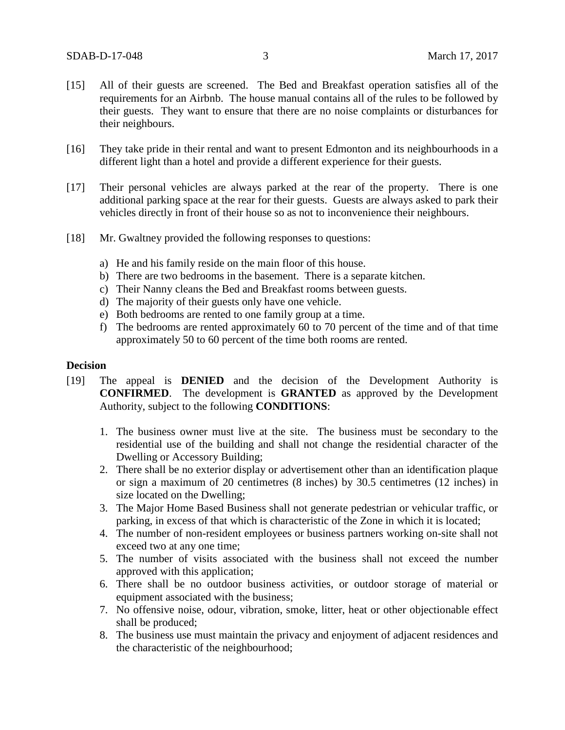[15] All of their guests are screened. The Bed and Breakfast operation satisfies all of the requirements for an Airbnb. The house manual contains all of the rules to be followed by their guests. They want to ensure that there are no noise complaints or disturbances for their neighbours.

[16] They take pride in their rental and want to present Edmonton and its neighbourhoods in a different light than a hotel and provide a different experience for their guests.

[17] Their personal vehicles are always parked at the rear of the property. There is one additional parking space at the rear for their guests. Guests are always asked to park their vehicles directly in front of their house so as not to inconvenience their neighbours.

[18] Mr. Gwaltney provided the following responses to questions:

a) He and his family reside on the main floor of this house.
b) There are two bedrooms in the basement. There is a separate kitchen.
c) Their Nanny cleans the Bed and Breakfast rooms between guests.
d) The majority of their guests only have one vehicle.
e) Both bedrooms are rented to one family group at a time.
f) The bedrooms are rented approximately 60 to 70 percent of the time and of that time approximately 50 to 60 percent of the time both rooms are rented.

**Decision**

[19] The appeal is **DENIED** and the decision of the Development Authority is **CONFIRMED**. The development is **GRANTED** as approved by the Development Authority, subject to the following **CONDITIONS**:

1. The business owner must live at the site. The business must be secondary to the residential use of the building and shall not change the residential character of the Dwelling or Accessory Building;
2. There shall be no exterior display or advertisement other than an identification plaque or sign a maximum of 20 centimetres (8 inches) by 30.5 centimetres (12 inches) in size located on the Dwelling;
3. The Major Home Based Business shall not generate pedestrian or vehicular traffic, or parking, in excess of that which is characteristic of the Zone in which it is located;
4. The number of non-resident employees or business partners working on-site shall not exceed two at any one time;
5. The number of visits associated with the business shall not exceed the number approved with this application;
6. There shall be no outdoor business activities, or outdoor storage of material or equipment associated with the business;
7. No offensive noise, odour, vibration, smoke, litter, heat or other objectionable effect shall be produced;
8. The business use must maintain the privacy and enjoyment of adjacent residences and the characteristic of the neighbourhood;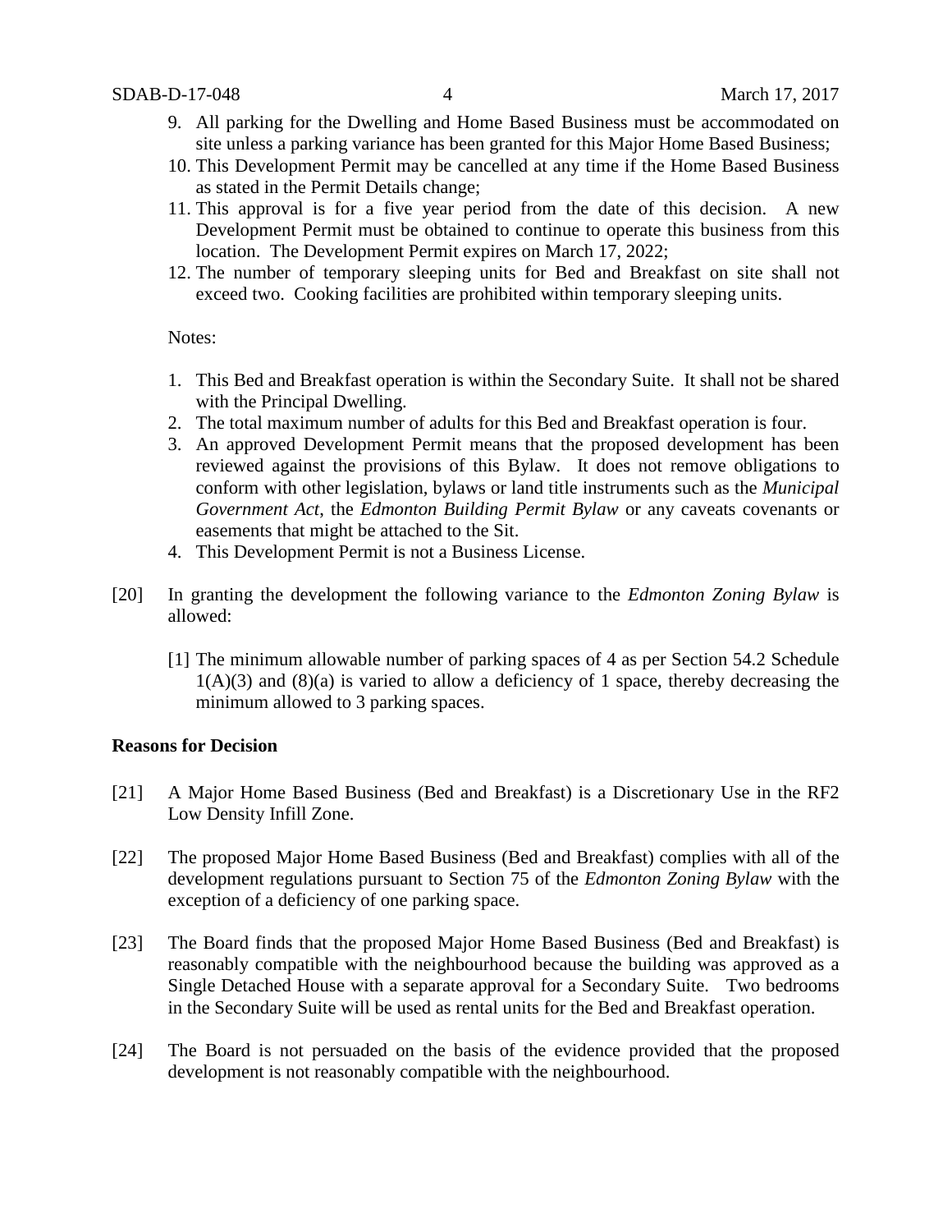9. All parking for the Dwelling and Home Based Business must be accommodated on site unless a parking variance has been granted for this Major Home Based Business;
10. This Development Permit may be cancelled at any time if the Home Based Business as stated in the Permit Details change;
11. This approval is for a five year period from the date of this decision. A new Development Permit must be obtained to continue to operate this business from this location. The Development Permit expires on March 17, 2022;
12. The number of temporary sleeping units for Bed and Breakfast on site shall not exceed two. Cooking facilities are prohibited within temporary sleeping units.

Notes:

1. This Bed and Breakfast operation is within the Secondary Suite. It shall not be shared with the Principal Dwelling.
2. The total maximum number of adults for this Bed and Breakfast operation is four.
3. An approved Development Permit means that the proposed development has been reviewed against the provisions of this Bylaw. It does not remove obligations to conform with other legislation, bylaws or land title instruments such as the *Municipal Government Act*, the *Edmonton Building Permit Bylaw* or any caveats covenants or easements that might be attached to the Sit.
4. This Development Permit is not a Business License.

[20] In granting the development the following variance to the *Edmonton Zoning Bylaw* is allowed:

[1] The minimum allowable number of parking spaces of 4 as per Section 54.2 Schedule 1(A)(3) and (8)(a) is varied to allow a deficiency of 1 space, thereby decreasing the minimum allowed to 3 parking spaces.

**Reasons for Decision**

[21] A Major Home Based Business (Bed and Breakfast) is a Discretionary Use in the RF2 Low Density Infill Zone.

[22] The proposed Major Home Based Business (Bed and Breakfast) complies with all of the development regulations pursuant to Section 75 of the *Edmonton Zoning Bylaw* with the exception of a deficiency of one parking space.

[23] The Board finds that the proposed Major Home Based Business (Bed and Breakfast) is reasonably compatible with the neighbourhood because the building was approved as a Single Detached House with a separate approval for a Secondary Suite. Two bedrooms in the Secondary Suite will be used as rental units for the Bed and Breakfast operation.

[24] The Board is not persuaded on the basis of the evidence provided that the proposed development is not reasonably compatible with the neighbourhood.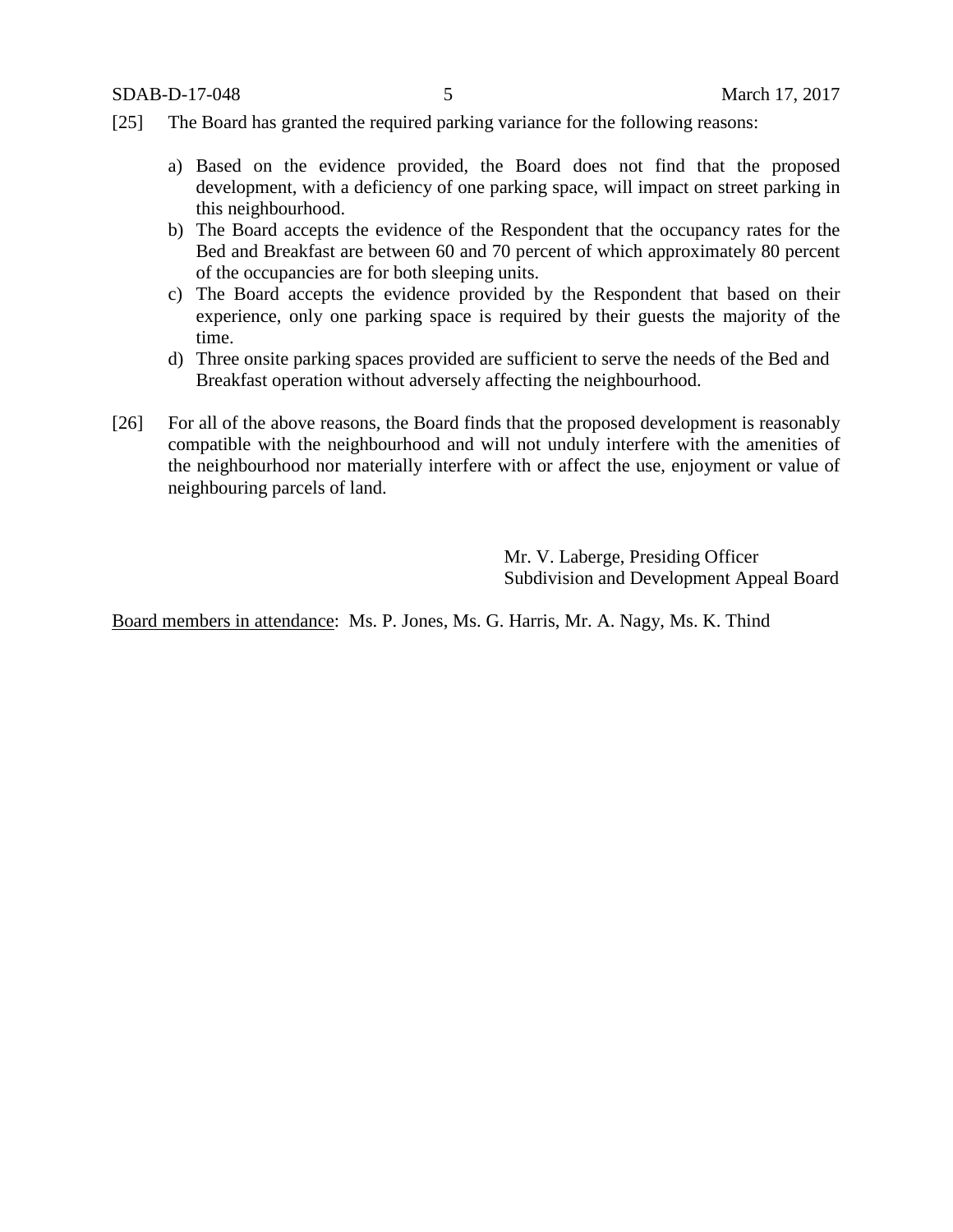[25] The Board has granted the required parking variance for the following reasons:

a) Based on the evidence provided, the Board does not find that the proposed development, with a deficiency of one parking space, will impact on street parking in this neighbourhood.
b) The Board accepts the evidence of the Respondent that the occupancy rates for the Bed and Breakfast are between 60 and 70 percent of which approximately 80 percent of the occupancies are for both sleeping units.
c) The Board accepts the evidence provided by the Respondent that based on their experience, only one parking space is required by their guests the majority of the time.
d) Three onsite parking spaces provided are sufficient to serve the needs of the Bed and Breakfast operation without adversely affecting the neighbourhood.

[26] For all of the above reasons, the Board finds that the proposed development is reasonably compatible with the neighbourhood and will not unduly interfere with the amenities of the neighbourhood nor materially interfere with or affect the use, enjoyment or value of neighbouring parcels of land.

Mr. V. Laberge, Presiding Officer
Subdivision and Development Appeal Board

Board members in attendance: Ms. P. Jones, Ms. G. Harris, Mr. A. Nagy, Ms. K. Thind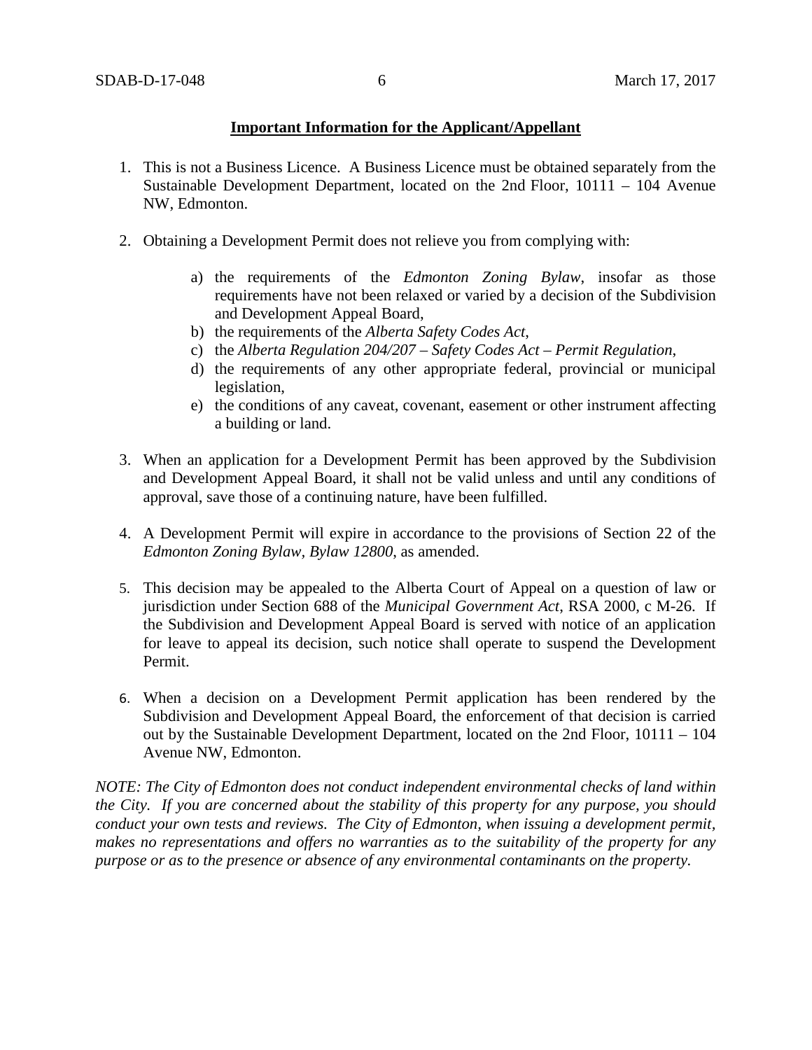**Important Information for the Applicant/Appellant**

1. This is not a Business Licence. A Business Licence must be obtained separately from the Sustainable Development Department, located on the 2nd Floor, 10111 – 104 Avenue NW, Edmonton.

2. Obtaining a Development Permit does not relieve you from complying with:

   a) the requirements of the *Edmonton Zoning Bylaw*, insofar as those requirements have not been relaxed or varied by a decision of the Subdivision and Development Appeal Board,
   b) the requirements of the *Alberta Safety Codes Act*,
   c) the *Alberta Regulation 204/207 – Safety Codes Act – Permit Regulation*,
   d) the requirements of any other appropriate federal, provincial or municipal legislation,
   e) the conditions of any caveat, covenant, easement or other instrument affecting a building or land.

3. When an application for a Development Permit has been approved by the Subdivision and Development Appeal Board, it shall not be valid unless and until any conditions of approval, save those of a continuing nature, have been fulfilled.

4. A Development Permit will expire in accordance to the provisions of Section 22 of the *Edmonton Zoning Bylaw, Bylaw 12800*, as amended.

5. This decision may be appealed to the Alberta Court of Appeal on a question of law or jurisdiction under Section 688 of the *Municipal Government Act*, RSA 2000, c M-26. If the Subdivision and Development Appeal Board is served with notice of an application for leave to appeal its decision, such notice shall operate to suspend the Development Permit.

6. When a decision on a Development Permit application has been rendered by the Subdivision and Development Appeal Board, the enforcement of that decision is carried out by the Sustainable Development Department, located on the 2nd Floor, 10111 – 104 Avenue NW, Edmonton.

*NOTE: The City of Edmonton does not conduct independent environmental checks of land within the City. If you are concerned about the stability of this property for any purpose, you should conduct your own tests and reviews. The City of Edmonton, when issuing a development permit, makes no representations and offers no warranties as to the suitability of the property for any purpose or as to the presence or absence of any environmental contaminants on the property.*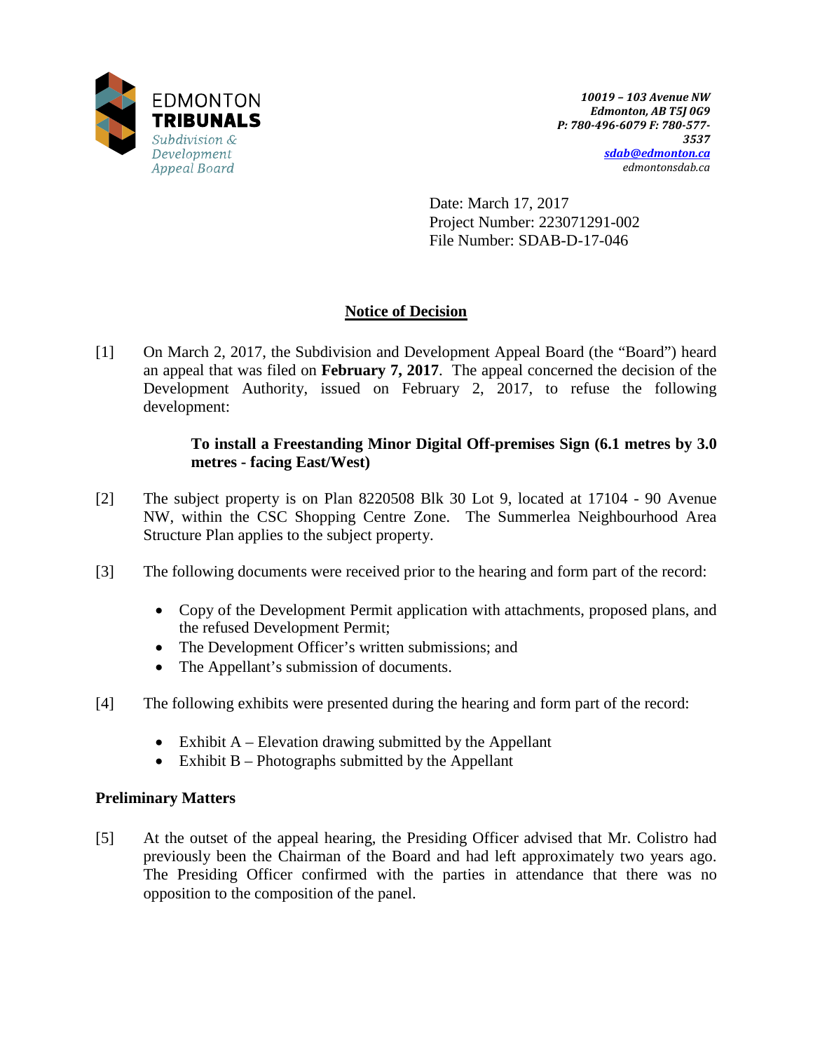EDMONTON
**TRIBUNALS**
*Subdivision & Development Appeal Board*

*10019 – 103 Avenue NW*
*Edmonton, AB T5J 0G9*
*P: 780-496-6079 F: 780-577-3537*
*sdab@edmonton.ca*
*edmontonsdab.ca*

Date: March 17, 2017
Project Number: 223071291-002
File Number: SDAB-D-17-046

## Notice of Decision

[1] On March 2, 2017, the Subdivision and Development Appeal Board (the "Board") heard an appeal that was filed on **February 7, 2017**. The appeal concerned the decision of the Development Authority, issued on February 2, 2017, to refuse the following development:

> **To install a Freestanding Minor Digital Off-premises Sign (6.1 metres by 3.0 metres - facing East/West)**

[2] The subject property is on Plan 8220508 Blk 30 Lot 9, located at 17104 - 90 Avenue NW, within the CSC Shopping Centre Zone. The Summerlea Neighbourhood Area Structure Plan applies to the subject property.

[3] The following documents were received prior to the hearing and form part of the record:

- Copy of the Development Permit application with attachments, proposed plans, and the refused Development Permit;
- The Development Officer's written submissions; and
- The Appellant's submission of documents.

[4] The following exhibits were presented during the hearing and form part of the record:

- Exhibit A – Elevation drawing submitted by the Appellant
- Exhibit B – Photographs submitted by the Appellant

### Preliminary Matters

[5] At the outset of the appeal hearing, the Presiding Officer advised that Mr. Colistro had previously been the Chairman of the Board and had left approximately two years ago. The Presiding Officer confirmed with the parties in attendance that there was no opposition to the composition of the panel.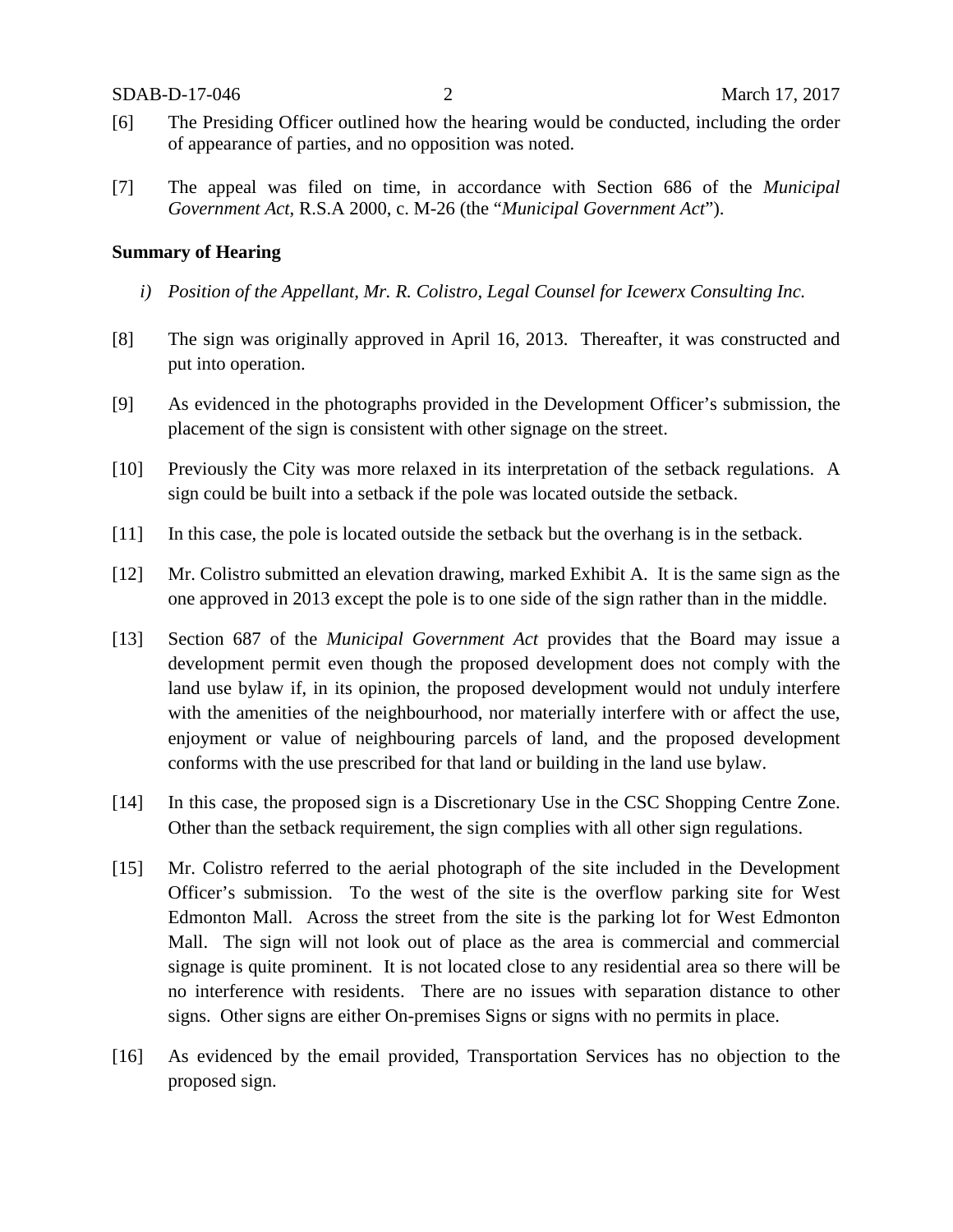[6] The Presiding Officer outlined how the hearing would be conducted, including the order of appearance of parties, and no opposition was noted.

[7] The appeal was filed on time, in accordance with Section 686 of the *Municipal Government Act*, R.S.A 2000, c. M-26 (the "*Municipal Government Act*").

**Summary of Hearing**

*i) Position of the Appellant, Mr. R. Colistro, Legal Counsel for Icewerx Consulting Inc.*

[8] The sign was originally approved in April 16, 2013. Thereafter, it was constructed and put into operation.

[9] As evidenced in the photographs provided in the Development Officer's submission, the placement of the sign is consistent with other signage on the street.

[10] Previously the City was more relaxed in its interpretation of the setback regulations. A sign could be built into a setback if the pole was located outside the setback.

[11] In this case, the pole is located outside the setback but the overhang is in the setback.

[12] Mr. Colistro submitted an elevation drawing, marked Exhibit A. It is the same sign as the one approved in 2013 except the pole is to one side of the sign rather than in the middle.

[13] Section 687 of the *Municipal Government Act* provides that the Board may issue a development permit even though the proposed development does not comply with the land use bylaw if, in its opinion, the proposed development would not unduly interfere with the amenities of the neighbourhood, nor materially interfere with or affect the use, enjoyment or value of neighbouring parcels of land, and the proposed development conforms with the use prescribed for that land or building in the land use bylaw.

[14] In this case, the proposed sign is a Discretionary Use in the CSC Shopping Centre Zone. Other than the setback requirement, the sign complies with all other sign regulations.

[15] Mr. Colistro referred to the aerial photograph of the site included in the Development Officer's submission. To the west of the site is the overflow parking site for West Edmonton Mall. Across the street from the site is the parking lot for West Edmonton Mall. The sign will not look out of place as the area is commercial and commercial signage is quite prominent. It is not located close to any residential area so there will be no interference with residents. There are no issues with separation distance to other signs. Other signs are either On-premises Signs or signs with no permits in place.

[16] As evidenced by the email provided, Transportation Services has no objection to the proposed sign.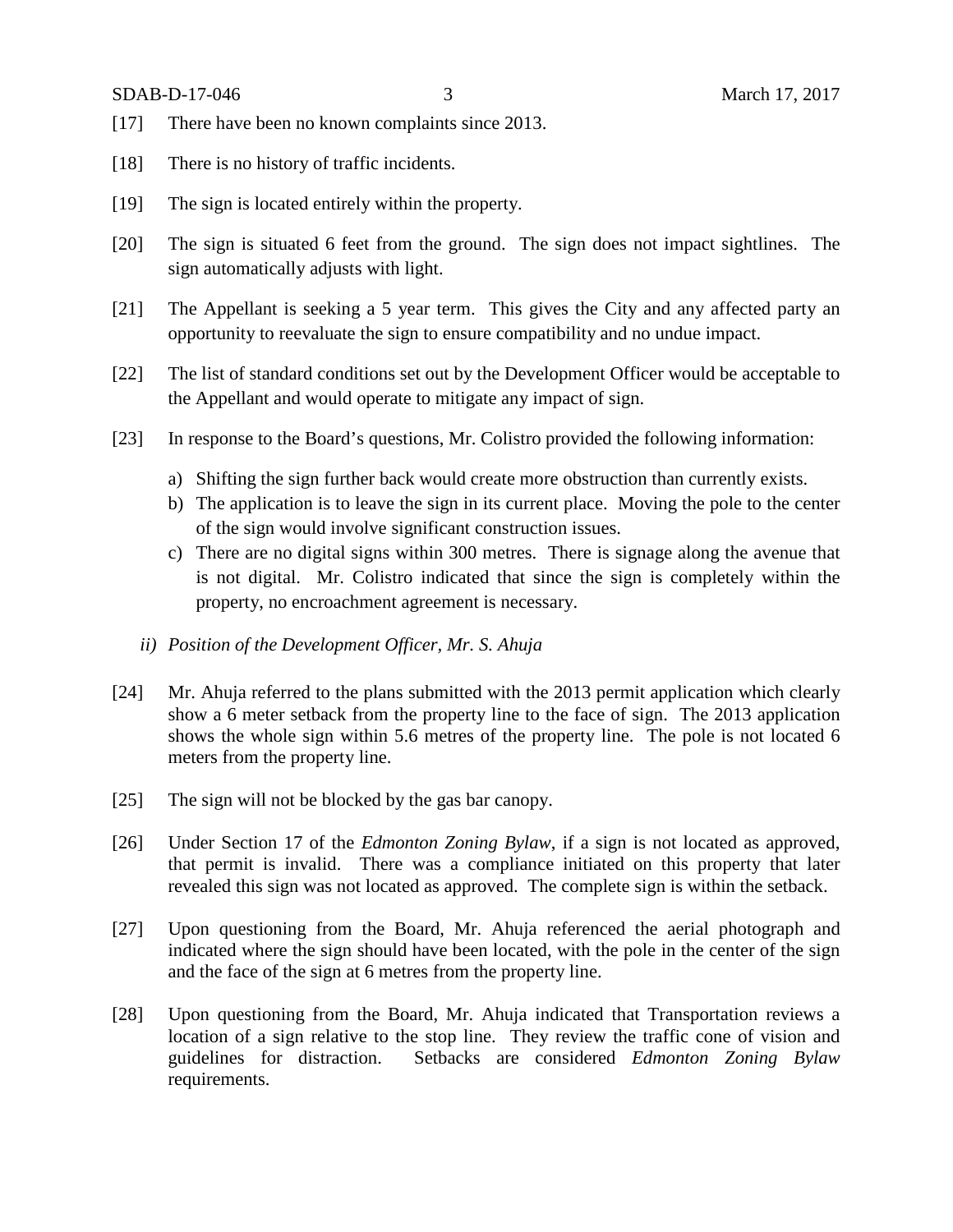[17] There have been no known complaints since 2013.

[18] There is no history of traffic incidents.

[19] The sign is located entirely within the property.

[20] The sign is situated 6 feet from the ground. The sign does not impact sightlines. The sign automatically adjusts with light.

[21] The Appellant is seeking a 5 year term. This gives the City and any affected party an opportunity to reevaluate the sign to ensure compatibility and no undue impact.

[22] The list of standard conditions set out by the Development Officer would be acceptable to the Appellant and would operate to mitigate any impact of sign.

[23] In response to the Board's questions, Mr. Colistro provided the following information:

a) Shifting the sign further back would create more obstruction than currently exists.
b) The application is to leave the sign in its current place. Moving the pole to the center of the sign would involve significant construction issues.
c) There are no digital signs within 300 metres. There is signage along the avenue that is not digital. Mr. Colistro indicated that since the sign is completely within the property, no encroachment agreement is necessary.

*ii) Position of the Development Officer, Mr. S. Ahuja*

[24] Mr. Ahuja referred to the plans submitted with the 2013 permit application which clearly show a 6 meter setback from the property line to the face of sign. The 2013 application shows the whole sign within 5.6 metres of the property line. The pole is not located 6 meters from the property line.

[25] The sign will not be blocked by the gas bar canopy.

[26] Under Section 17 of the *Edmonton Zoning Bylaw*, if a sign is not located as approved, that permit is invalid. There was a compliance initiated on this property that later revealed this sign was not located as approved. The complete sign is within the setback.

[27] Upon questioning from the Board, Mr. Ahuja referenced the aerial photograph and indicated where the sign should have been located, with the pole in the center of the sign and the face of the sign at 6 metres from the property line.

[28] Upon questioning from the Board, Mr. Ahuja indicated that Transportation reviews a location of a sign relative to the stop line. They review the traffic cone of vision and guidelines for distraction. Setbacks are considered *Edmonton Zoning Bylaw* requirements.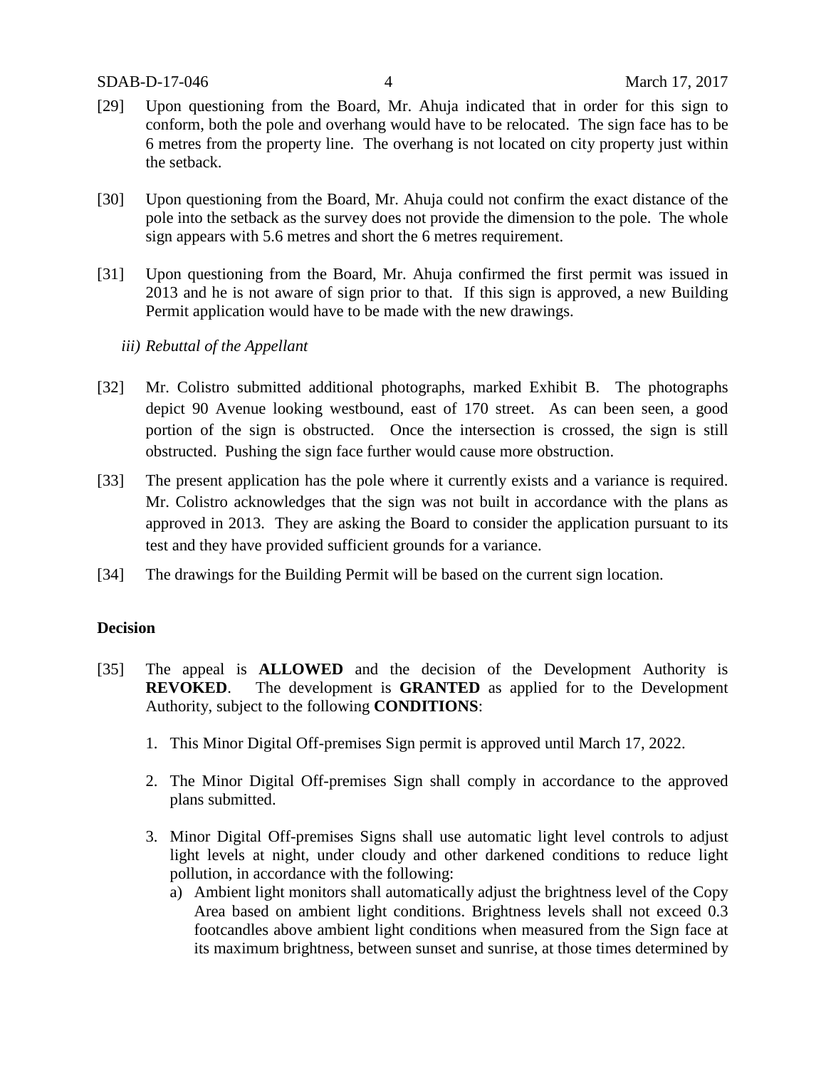[29] Upon questioning from the Board, Mr. Ahuja indicated that in order for this sign to conform, both the pole and overhang would have to be relocated. The sign face has to be 6 metres from the property line. The overhang is not located on city property just within the setback.

[30] Upon questioning from the Board, Mr. Ahuja could not confirm the exact distance of the pole into the setback as the survey does not provide the dimension to the pole. The whole sign appears with 5.6 metres and short the 6 metres requirement.

[31] Upon questioning from the Board, Mr. Ahuja confirmed the first permit was issued in 2013 and he is not aware of sign prior to that. If this sign is approved, a new Building Permit application would have to be made with the new drawings.

*iii) Rebuttal of the Appellant*

[32] Mr. Colistro submitted additional photographs, marked Exhibit B. The photographs depict 90 Avenue looking westbound, east of 170 street. As can been seen, a good portion of the sign is obstructed. Once the intersection is crossed, the sign is still obstructed. Pushing the sign face further would cause more obstruction.

[33] The present application has the pole where it currently exists and a variance is required. Mr. Colistro acknowledges that the sign was not built in accordance with the plans as approved in 2013. They are asking the Board to consider the application pursuant to its test and they have provided sufficient grounds for a variance.

[34] The drawings for the Building Permit will be based on the current sign location.

**Decision**

[35] The appeal is **ALLOWED** and the decision of the Development Authority is **REVOKED**. The development is **GRANTED** as applied for to the Development Authority, subject to the following **CONDITIONS**:

1. This Minor Digital Off-premises Sign permit is approved until March 17, 2022.
2. The Minor Digital Off-premises Sign shall comply in accordance to the approved plans submitted.
3. Minor Digital Off-premises Signs shall use automatic light level controls to adjust light levels at night, under cloudy and other darkened conditions to reduce light pollution, in accordance with the following:
   a) Ambient light monitors shall automatically adjust the brightness level of the Copy Area based on ambient light conditions. Brightness levels shall not exceed 0.3 footcandles above ambient light conditions when measured from the Sign face at its maximum brightness, between sunset and sunrise, at those times determined by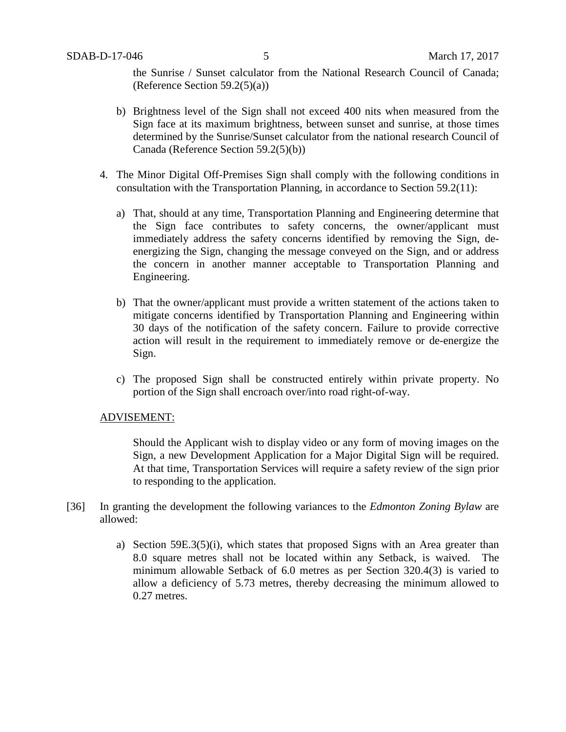the Sunrise / Sunset calculator from the National Research Council of Canada; (Reference Section 59.2(5)(a))

b) Brightness level of the Sign shall not exceed 400 nits when measured from the Sign face at its maximum brightness, between sunset and sunrise, at those times determined by the Sunrise/Sunset calculator from the national research Council of Canada (Reference Section 59.2(5)(b))

4. The Minor Digital Off-Premises Sign shall comply with the following conditions in consultation with the Transportation Planning, in accordance to Section 59.2(11):

   a) That, should at any time, Transportation Planning and Engineering determine that the Sign face contributes to safety concerns, the owner/applicant must immediately address the safety concerns identified by removing the Sign, de-energizing the Sign, changing the message conveyed on the Sign, and or address the concern in another manner acceptable to Transportation Planning and Engineering.

   b) That the owner/applicant must provide a written statement of the actions taken to mitigate concerns identified by Transportation Planning and Engineering within 30 days of the notification of the safety concern. Failure to provide corrective action will result in the requirement to immediately remove or de-energize the Sign.

   c) The proposed Sign shall be constructed entirely within private property. No portion of the Sign shall encroach over/into road right-of-way.

ADVISEMENT:

Should the Applicant wish to display video or any form of moving images on the Sign, a new Development Application for a Major Digital Sign will be required. At that time, Transportation Services will require a safety review of the sign prior to responding to the application.

[36] In granting the development the following variances to the *Edmonton Zoning Bylaw* are allowed:

a) Section 59E.3(5)(i), which states that proposed Signs with an Area greater than 8.0 square metres shall not be located within any Setback, is waived. The minimum allowable Setback of 6.0 metres as per Section 320.4(3) is varied to allow a deficiency of 5.73 metres, thereby decreasing the minimum allowed to 0.27 metres.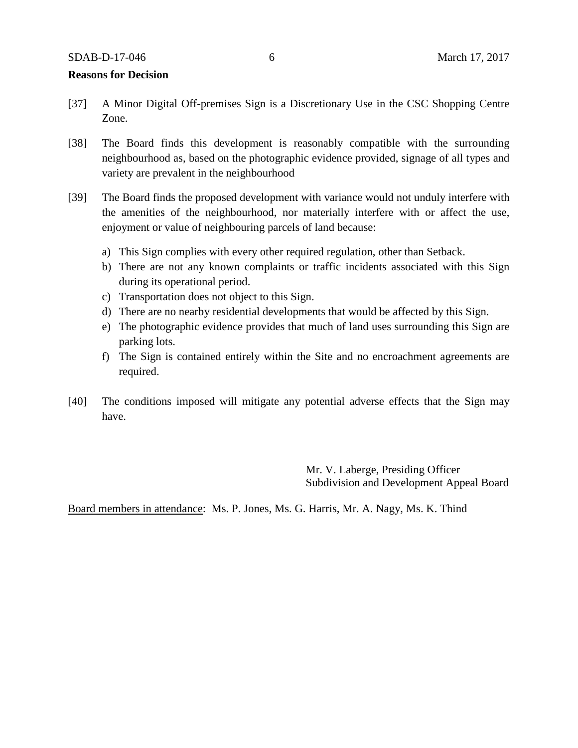**Reasons for Decision**

[37] A Minor Digital Off-premises Sign is a Discretionary Use in the CSC Shopping Centre Zone.

[38] The Board finds this development is reasonably compatible with the surrounding neighbourhood as, based on the photographic evidence provided, signage of all types and variety are prevalent in the neighbourhood

[39] The Board finds the proposed development with variance would not unduly interfere with the amenities of the neighbourhood, nor materially interfere with or affect the use, enjoyment or value of neighbouring parcels of land because:

a) This Sign complies with every other required regulation, other than Setback.
b) There are not any known complaints or traffic incidents associated with this Sign during its operational period.
c) Transportation does not object to this Sign.
d) There are no nearby residential developments that would be affected by this Sign.
e) The photographic evidence provides that much of land uses surrounding this Sign are parking lots.
f) The Sign is contained entirely within the Site and no encroachment agreements are required.

[40] The conditions imposed will mitigate any potential adverse effects that the Sign may have.

Mr. V. Laberge, Presiding Officer
Subdivision and Development Appeal Board

Board members in attendance: Ms. P. Jones, Ms. G. Harris, Mr. A. Nagy, Ms. K. Thind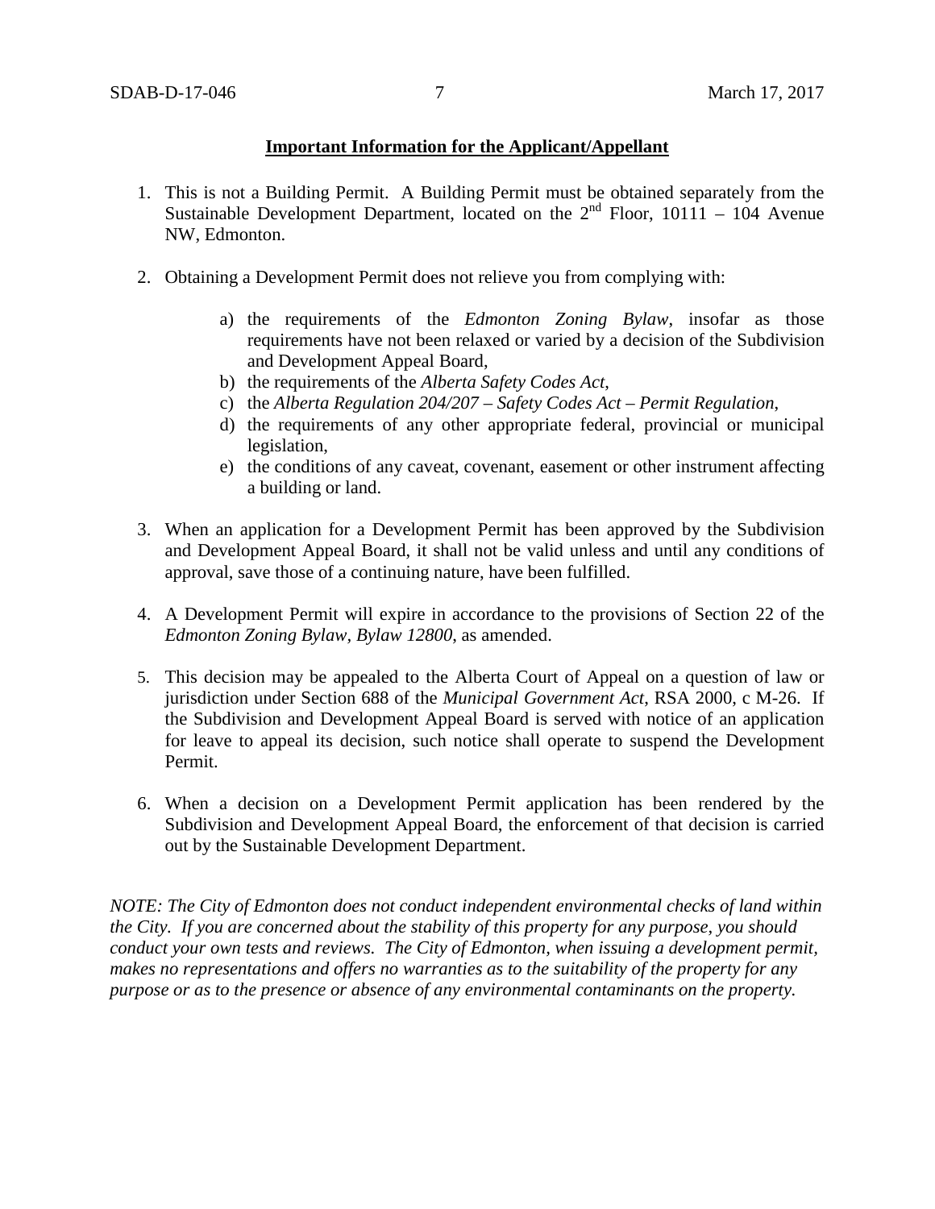**Important Information for the Applicant/Appellant**

1. This is not a Building Permit. A Building Permit must be obtained separately from the Sustainable Development Department, located on the 2nd Floor, 10111 – 104 Avenue NW, Edmonton.

2. Obtaining a Development Permit does not relieve you from complying with:

    a) the requirements of the *Edmonton Zoning Bylaw*, insofar as those requirements have not been relaxed or varied by a decision of the Subdivision and Development Appeal Board,
    b) the requirements of the *Alberta Safety Codes Act*,
    c) the *Alberta Regulation 204/207 – Safety Codes Act – Permit Regulation*,
    d) the requirements of any other appropriate federal, provincial or municipal legislation,
    e) the conditions of any caveat, covenant, easement or other instrument affecting a building or land.

3. When an application for a Development Permit has been approved by the Subdivision and Development Appeal Board, it shall not be valid unless and until any conditions of approval, save those of a continuing nature, have been fulfilled.

4. A Development Permit will expire in accordance to the provisions of Section 22 of the *Edmonton Zoning Bylaw, Bylaw 12800*, as amended.

5. This decision may be appealed to the Alberta Court of Appeal on a question of law or jurisdiction under Section 688 of the *Municipal Government Act*, RSA 2000, c M-26. If the Subdivision and Development Appeal Board is served with notice of an application for leave to appeal its decision, such notice shall operate to suspend the Development Permit.

6. When a decision on a Development Permit application has been rendered by the Subdivision and Development Appeal Board, the enforcement of that decision is carried out by the Sustainable Development Department.

*NOTE: The City of Edmonton does not conduct independent environmental checks of land within the City. If you are concerned about the stability of this property for any purpose, you should conduct your own tests and reviews. The City of Edmonton, when issuing a development permit, makes no representations and offers no warranties as to the suitability of the property for any purpose or as to the presence or absence of any environmental contaminants on the property.*